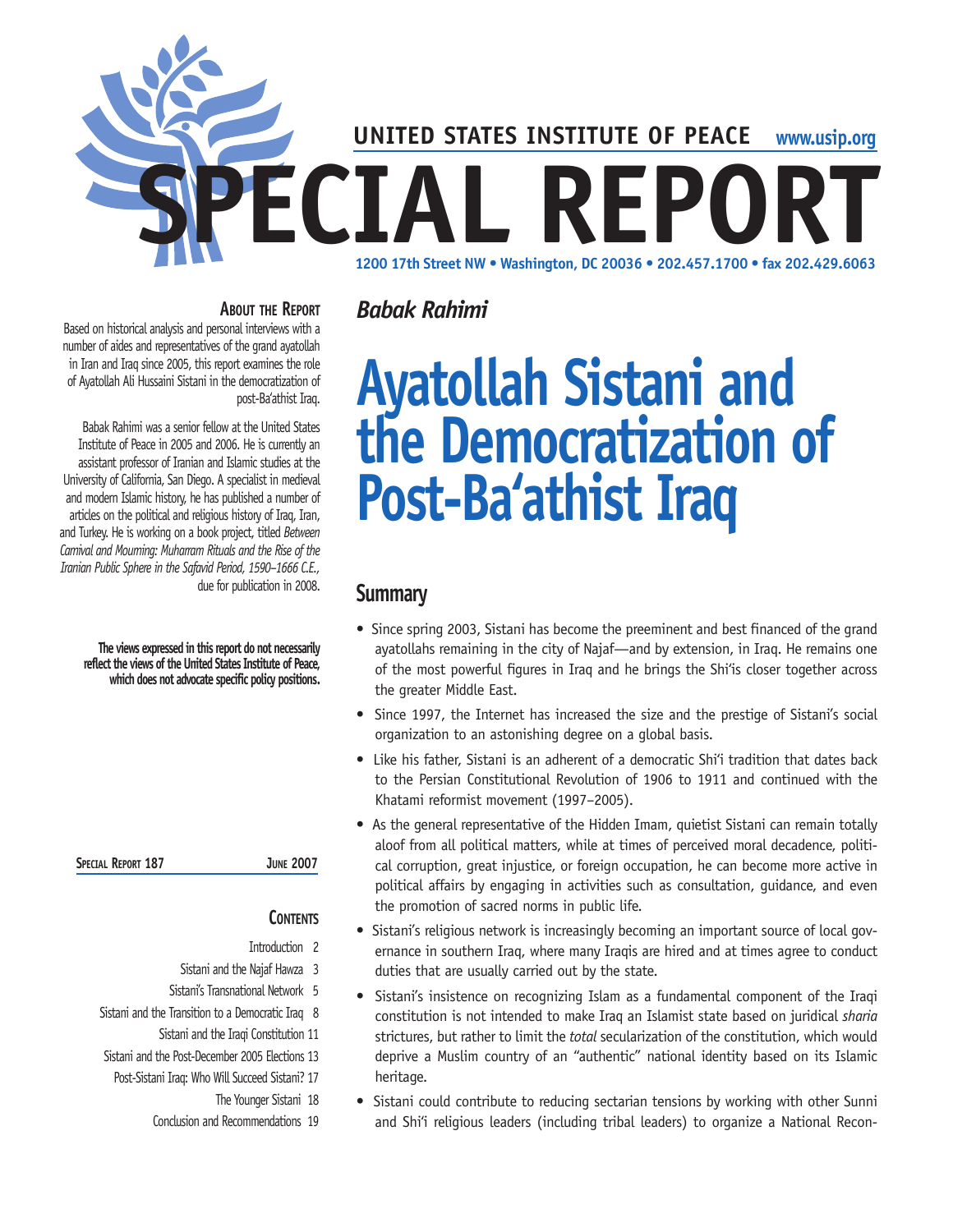# UNITED STATES INSTITUTE OF PEACE

www.usip.org

# SPECIAL REPORT

1200 17th Street NW • Washington, DC 20036 • 202.457.1700 • fax 202.429.6063

### About the Report

Based on historical analysis and personal interviews with a number of aides and representatives of the grand ayatollah in Iran and Iraq since 2005, this report examines the role of Ayatollah Ali Hussaini Sistani in the democratization of post-Ba'athist Iraq.

Babak Rahimi was a senior fellow at the United States Institute of Peace in 2005 and 2006. He is currently an assistant professor of Iranian and Islamic studies at the University of California, San Diego. A specialist in medieval and modern Islamic history, he has published a number of articles on the political and religious history of Iraq, Iran, and Turkey. He is working on a book project, titled *Between Carnival and Mourning: Muharram Rituals and the Rise of the Iranian Public Sphere in the Safavid Period, 1590–1666 C.E.*, due for publication in 2008.

**The views expressed in this report do not necessarily reflect the views of the United States Institute of Peace, which does not advocate specific policy positions.**

Special Report 187 — June 2007

### Contents

- Introduction 2
- Sistani and the Najaf Hawza 3
- Sistani's Transnational Network 5
- Sistani and the Transition to a Democratic Iraq 8
- Sistani and the Iraqi Constitution 11
- Sistani and the Post-December 2005 Elections 13
- Post-Sistani Iraq: Who Will Succeed Sistani? 17
- The Younger Sistani 18
- Conclusion and Recommendations 19

*Babak Rahimi*

# Ayatollah Sistani and the Democratization of Post-Ba'athist Iraq

## Summary

- Since spring 2003, Sistani has become the preeminent and best financed of the grand ayatollahs remaining in the city of Najaf—and by extension, in Iraq. He remains one of the most powerful figures in Iraq and he brings the Shi'is closer together across the greater Middle East.
- Since 1997, the Internet has increased the size and the prestige of Sistani's social organization to an astonishing degree on a global basis.
- Like his father, Sistani is an adherent of a democratic Shi'i tradition that dates back to the Persian Constitutional Revolution of 1906 to 1911 and continued with the Khatami reformist movement (1997–2005).
- As the general representative of the Hidden Imam, quietist Sistani can remain totally aloof from all political matters, while at times of perceived moral decadence, political corruption, great injustice, or foreign occupation, he can become more active in political affairs by engaging in activities such as consultation, guidance, and even the promotion of sacred norms in public life.
- Sistani's religious network is increasingly becoming an important source of local governance in southern Iraq, where many Iraqis are hired and at times agree to conduct duties that are usually carried out by the state.
- Sistani's insistence on recognizing Islam as a fundamental component of the Iraqi constitution is not intended to make Iraq an Islamist state based on juridical *sharia* strictures, but rather to limit the *total* secularization of the constitution, which would deprive a Muslim country of an "authentic" national identity based on its Islamic heritage.
- Sistani could contribute to reducing sectarian tensions by working with other Sunni and Shi'i religious leaders (including tribal leaders) to organize a National Recon-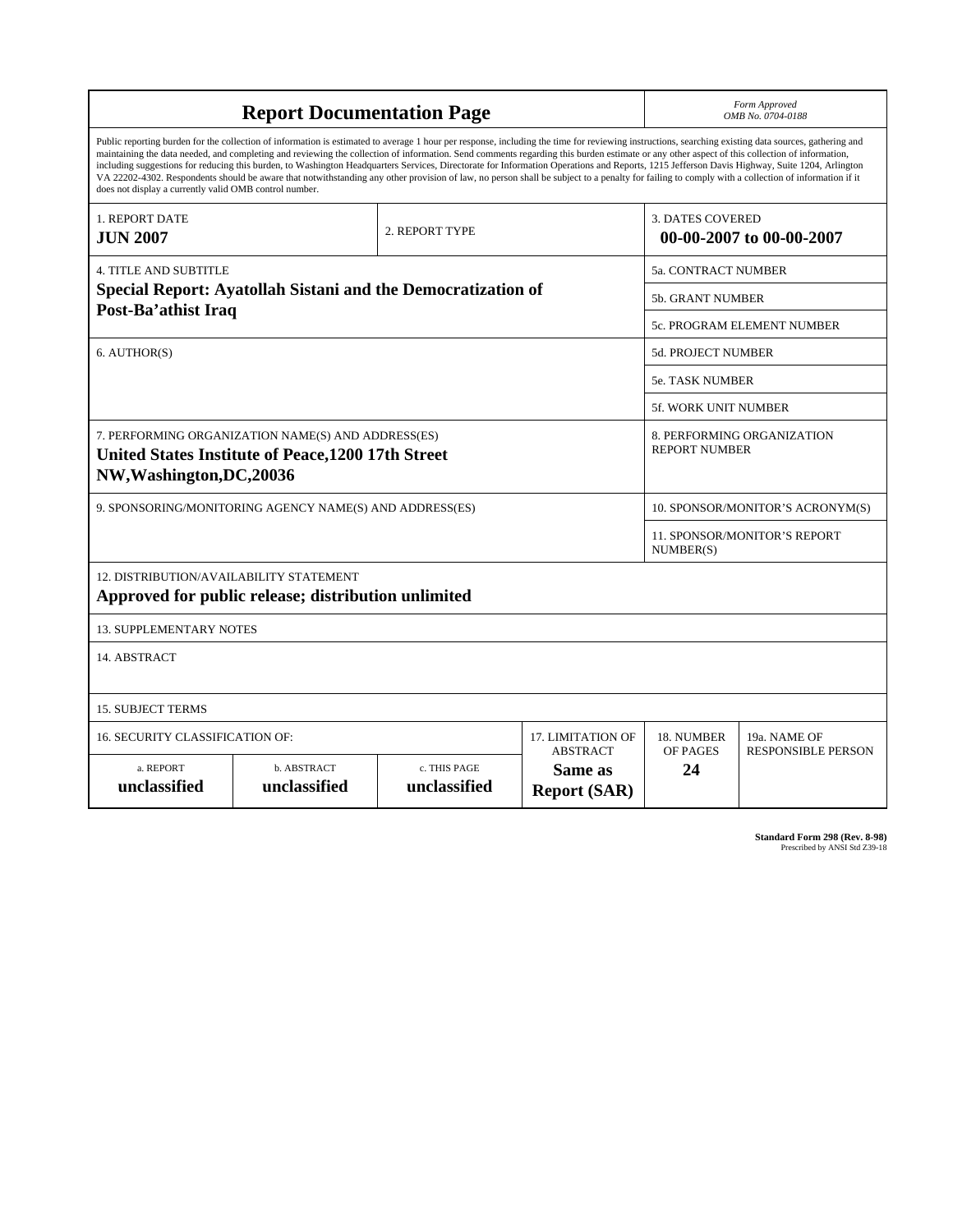# Report Documentation Page

*Form Approved*
*OMB No. 0704-0188*

Public reporting burden for the collection of information is estimated to average 1 hour per response, including the time for reviewing instructions, searching existing data sources, gathering and maintaining the data needed, and completing and reviewing the collection of information. Send comments regarding this burden estimate or any other aspect of this collection of information, including suggestions for reducing this burden, to Washington Headquarters Services, Directorate for Information Operations and Reports, 1215 Jefferson Davis Highway, Suite 1204, Arlington VA 22202-4302. Respondents should be aware that notwithstanding any other provision of law, no person shall be subject to a penalty for failing to comply with a collection of information if it does not display a currently valid OMB control number.

| | | |
|---|---|---|
| 1. REPORT DATE<br>**JUN 2007** | 2. REPORT TYPE | 3. DATES COVERED<br>**00-00-2007 to 00-00-2007** |
| 4. TITLE AND SUBTITLE<br>**Special Report: Ayatollah Sistani and the Democratization of Post-Ba'athist Iraq** | | 5a. CONTRACT NUMBER |
| | | 5b. GRANT NUMBER |
| | | 5c. PROGRAM ELEMENT NUMBER |
| 6. AUTHOR(S) | | 5d. PROJECT NUMBER |
| | | 5e. TASK NUMBER |
| | | 5f. WORK UNIT NUMBER |
| 7. PERFORMING ORGANIZATION NAME(S) AND ADDRESS(ES)<br>**United States Institute of Peace,1200 17th Street NW,Washington,DC,20036** | | 8. PERFORMING ORGANIZATION REPORT NUMBER |
| 9. SPONSORING/MONITORING AGENCY NAME(S) AND ADDRESS(ES) | | 10. SPONSOR/MONITOR'S ACRONYM(S) |
| | | 11. SPONSOR/MONITOR'S REPORT NUMBER(S) |

12. DISTRIBUTION/AVAILABILITY STATEMENT
**Approved for public release; distribution unlimited**

13. SUPPLEMENTARY NOTES

14. ABSTRACT

15. SUBJECT TERMS

| 16. SECURITY CLASSIFICATION OF: | | | 17. LIMITATION OF ABSTRACT | 18. NUMBER OF PAGES | 19a. NAME OF RESPONSIBLE PERSON |
|---|---|---|---|---|---|
| a. REPORT<br>**unclassified** | b. ABSTRACT<br>**unclassified** | c. THIS PAGE<br>**unclassified** | **Same as Report (SAR)** | **24** | |

**Standard Form 298 (Rev. 8-98)**
Prescribed by ANSI Std Z39-18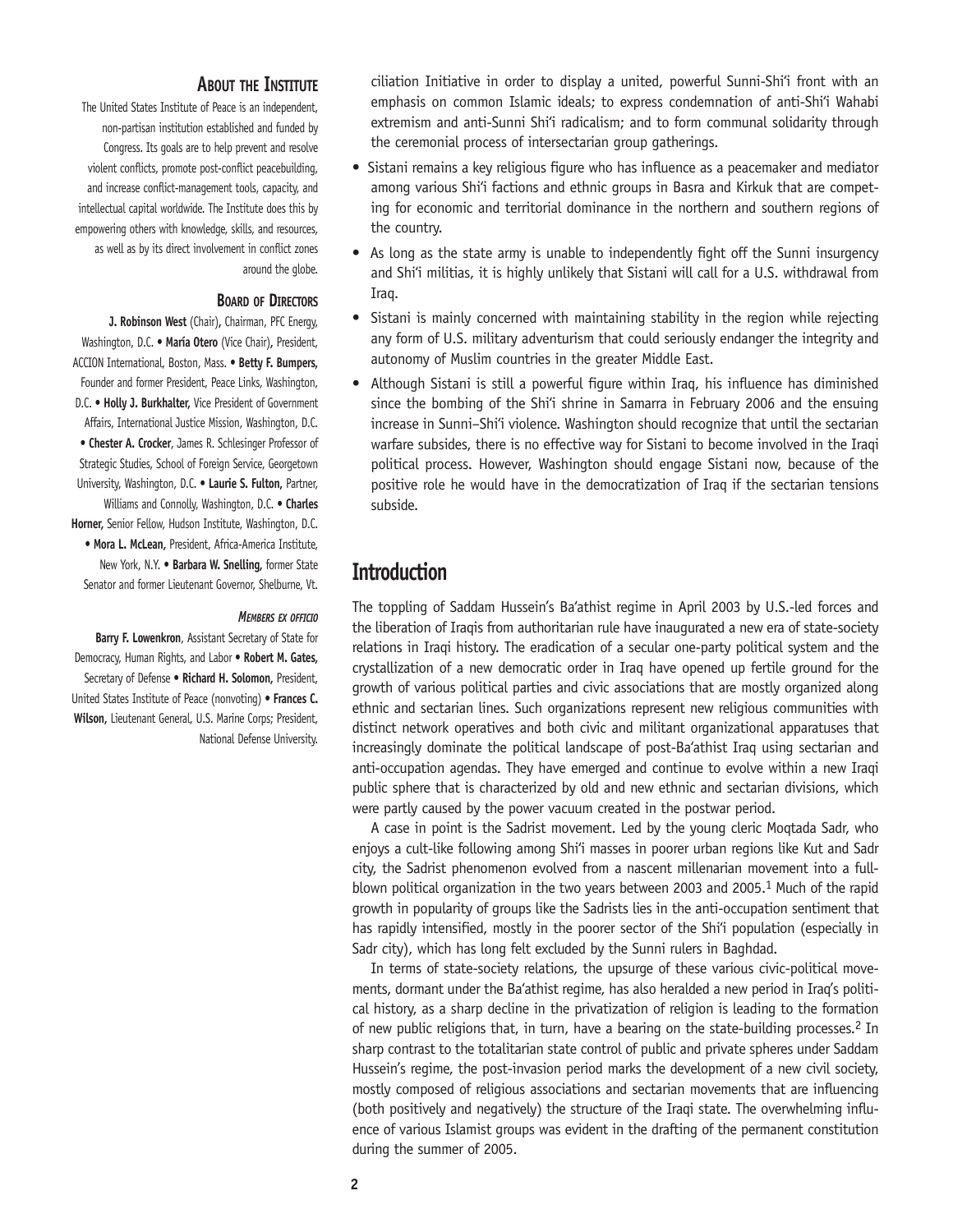## About the Institute

The United States Institute of Peace is an independent, non-partisan institution established and funded by Congress. Its goals are to help prevent and resolve violent conflicts, promote post-conflict peacebuilding, and increase conflict-management tools, capacity, and intellectual capital worldwide. The Institute does this by empowering others with knowledge, skills, and resources, as well as by its direct involvement in conflict zones around the globe.

### Board of Directors

**J. Robinson West** (Chair), Chairman, PFC Energy, Washington, D.C. • **María Otero** (Vice Chair), President, ACCION International, Boston, Mass. • **Betty F. Bumpers,** Founder and former President, Peace Links, Washington, D.C. • **Holly J. Burkhalter,** Vice President of Government Affairs, International Justice Mission, Washington, D.C. • **Chester A. Crocker**, James R. Schlesinger Professor of Strategic Studies, School of Foreign Service, Georgetown University, Washington, D.C. • **Laurie S. Fulton,** Partner, Williams and Connolly, Washington, D.C. • **Charles Horner,** Senior Fellow, Hudson Institute, Washington, D.C. • **Mora L. McLean,** President, Africa-America Institute, New York, N.Y. • **Barbara W. Snelling,** former State Senator and former Lieutenant Governor, Shelburne, Vt.

#### *Members ex officio*

**Barry F. Lowenkron**, Assistant Secretary of State for Democracy, Human Rights, and Labor • **Robert M. Gates,** Secretary of Defense • **Richard H. Solomon,** President, United States Institute of Peace (nonvoting) • **Frances C. Wilson,** Lieutenant General, U.S. Marine Corps; President, National Defense University.

ciliation Initiative in order to display a united, powerful Sunni-Shi'i front with an emphasis on common Islamic ideals; to express condemnation of anti-Shi'i Wahabi extremism and anti-Sunni Shi'i radicalism; and to form communal solidarity through the ceremonial process of intersectarian group gatherings.

- Sistani remains a key religious figure who has influence as a peacemaker and mediator among various Shi'i factions and ethnic groups in Basra and Kirkuk that are competing for economic and territorial dominance in the northern and southern regions of the country.
- As long as the state army is unable to independently fight off the Sunni insurgency and Shi'i militias, it is highly unlikely that Sistani will call for a U.S. withdrawal from Iraq.
- Sistani is mainly concerned with maintaining stability in the region while rejecting any form of U.S. military adventurism that could seriously endanger the integrity and autonomy of Muslim countries in the greater Middle East.
- Although Sistani is still a powerful figure within Iraq, his influence has diminished since the bombing of the Shi'i shrine in Samarra in February 2006 and the ensuing increase in Sunni–Shi'i violence. Washington should recognize that until the sectarian warfare subsides, there is no effective way for Sistani to become involved in the Iraqi political process. However, Washington should engage Sistani now, because of the positive role he would have in the democratization of Iraq if the sectarian tensions subside.

## Introduction

The toppling of Saddam Hussein's Ba'athist regime in April 2003 by U.S.-led forces and the liberation of Iraqis from authoritarian rule have inaugurated a new era of state-society relations in Iraqi history. The eradication of a secular one-party political system and the crystallization of a new democratic order in Iraq have opened up fertile ground for the growth of various political parties and civic associations that are mostly organized along ethnic and sectarian lines. Such organizations represent new religious communities with distinct network operatives and both civic and militant organizational apparatuses that increasingly dominate the political landscape of post-Ba'athist Iraq using sectarian and anti-occupation agendas. They have emerged and continue to evolve within a new Iraqi public sphere that is characterized by old and new ethnic and sectarian divisions, which were partly caused by the power vacuum created in the postwar period.

A case in point is the Sadrist movement. Led by the young cleric Moqtada Sadr, who enjoys a cult-like following among Shi'i masses in poorer urban regions like Kut and Sadr city, the Sadrist phenomenon evolved from a nascent millenarian movement into a full-blown political organization in the two years between 2003 and 2005.[1] Much of the rapid growth in popularity of groups like the Sadrists lies in the anti-occupation sentiment that has rapidly intensified, mostly in the poorer sector of the Shi'i population (especially in Sadr city), which has long felt excluded by the Sunni rulers in Baghdad.

In terms of state-society relations, the upsurge of these various civic-political movements, dormant under the Ba'athist regime, has also heralded a new period in Iraq's political history, as a sharp decline in the privatization of religion is leading to the formation of new public religions that, in turn, have a bearing on the state-building processes.[2] In sharp contrast to the totalitarian state control of public and private spheres under Saddam Hussein's regime, the post-invasion period marks the development of a new civil society, mostly composed of religious associations and sectarian movements that are influencing (both positively and negatively) the structure of the Iraqi state. The overwhelming influence of various Islamist groups was evident in the drafting of the permanent constitution during the summer of 2005.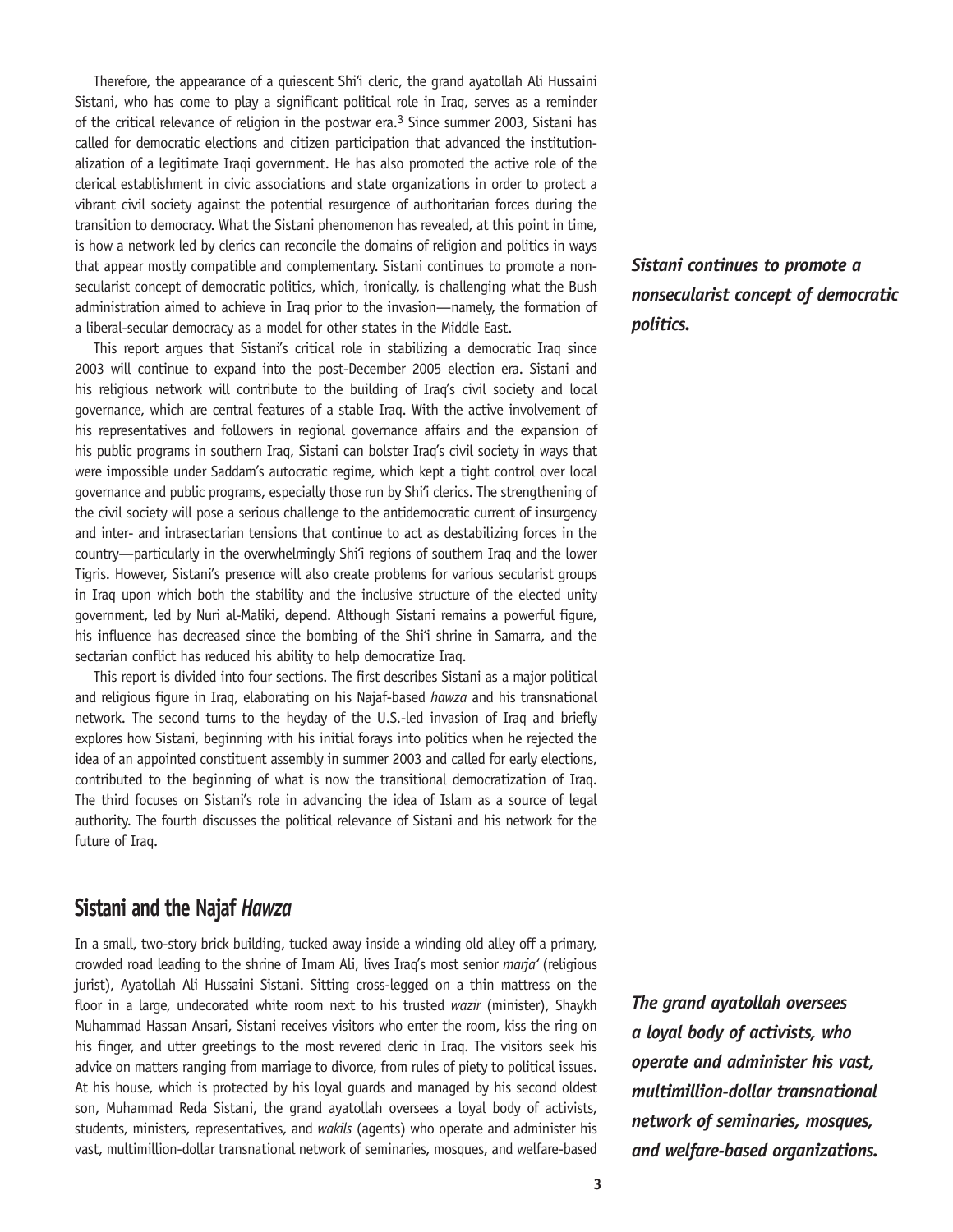Therefore, the appearance of a quiescent Shi'i cleric, the grand ayatollah Ali Hussaini Sistani, who has come to play a significant political role in Iraq, serves as a reminder of the critical relevance of religion in the postwar era.[3] Since summer 2003, Sistani has called for democratic elections and citizen participation that advanced the institutionalization of a legitimate Iraqi government. He has also promoted the active role of the clerical establishment in civic associations and state organizations in order to protect a vibrant civil society against the potential resurgence of authoritarian forces during the transition to democracy. What the Sistani phenomenon has revealed, at this point in time, is how a network led by clerics can reconcile the domains of religion and politics in ways that appear mostly compatible and complementary. Sistani continues to promote a nonsecularist concept of democratic politics, which, ironically, is challenging what the Bush administration aimed to achieve in Iraq prior to the invasion—namely, the formation of a liberal-secular democracy as a model for other states in the Middle East.

***Sistani continues to promote a nonsecularist concept of democratic politics.***

This report argues that Sistani's critical role in stabilizing a democratic Iraq since 2003 will continue to expand into the post-December 2005 election era. Sistani and his religious network will contribute to the building of Iraq's civil society and local governance, which are central features of a stable Iraq. With the active involvement of his representatives and followers in regional governance affairs and the expansion of his public programs in southern Iraq, Sistani can bolster Iraq's civil society in ways that were impossible under Saddam's autocratic regime, which kept a tight control over local governance and public programs, especially those run by Shi'i clerics. The strengthening of the civil society will pose a serious challenge to the antidemocratic current of insurgency and inter- and intrasectarian tensions that continue to act as destabilizing forces in the country—particularly in the overwhelmingly Shi'i regions of southern Iraq and the lower Tigris. However, Sistani's presence will also create problems for various secularist groups in Iraq upon which both the stability and the inclusive structure of the elected unity government, led by Nuri al-Maliki, depend. Although Sistani remains a powerful figure, his influence has decreased since the bombing of the Shi'i shrine in Samarra, and the sectarian conflict has reduced his ability to help democratize Iraq.

This report is divided into four sections. The first describes Sistani as a major political and religious figure in Iraq, elaborating on his Najaf-based *hawza* and his transnational network. The second turns to the heyday of the U.S.-led invasion of Iraq and briefly explores how Sistani, beginning with his initial forays into politics when he rejected the idea of an appointed constituent assembly in summer 2003 and called for early elections, contributed to the beginning of what is now the transitional democratization of Iraq. The third focuses on Sistani's role in advancing the idea of Islam as a source of legal authority. The fourth discusses the political relevance of Sistani and his network for the future of Iraq.

## Sistani and the Najaf *Hawza*

In a small, two-story brick building, tucked away inside a winding old alley off a primary, crowded road leading to the shrine of Imam Ali, lives Iraq's most senior *marja'* (religious jurist), Ayatollah Ali Hussaini Sistani. Sitting cross-legged on a thin mattress on the floor in a large, undecorated white room next to his trusted *wazir* (minister), Shaykh Muhammad Hassan Ansari, Sistani receives visitors who enter the room, kiss the ring on his finger, and utter greetings to the most revered cleric in Iraq. The visitors seek his advice on matters ranging from marriage to divorce, from rules of piety to political issues. At his house, which is protected by his loyal guards and managed by his second oldest son, Muhammad Reda Sistani, the grand ayatollah oversees a loyal body of activists, students, ministers, representatives, and *wakils* (agents) who operate and administer his vast, multimillion-dollar transnational network of seminaries, mosques, and welfare-based

***The grand ayatollah oversees a loyal body of activists, who operate and administer his vast, multimillion-dollar transnational network of seminaries, mosques, and welfare-based organizations.***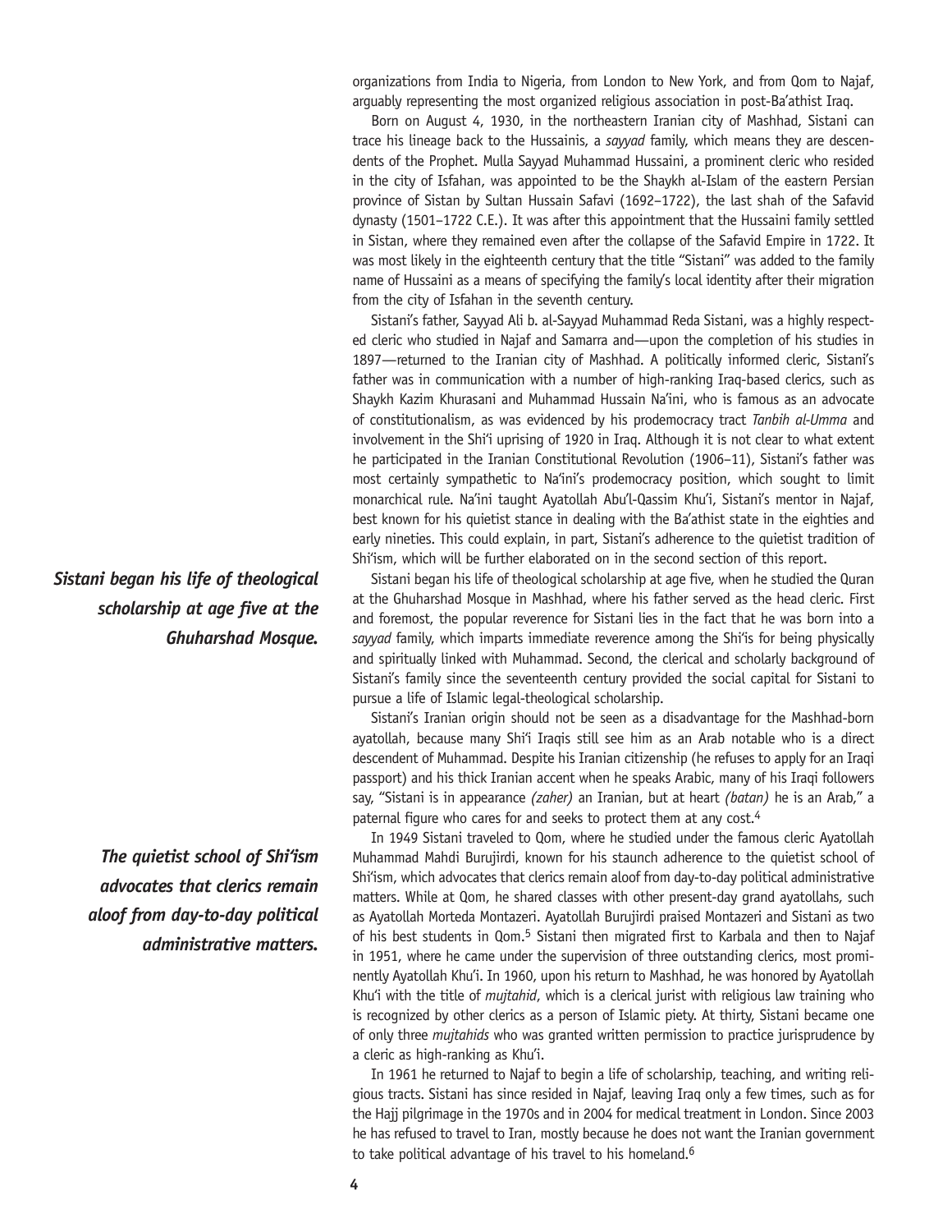organizations from India to Nigeria, from London to New York, and from Qom to Najaf, arguably representing the most organized religious association in post-Ba'athist Iraq.

Born on August 4, 1930, in the northeastern Iranian city of Mashhad, Sistani can trace his lineage back to the Hussainis, a *sayyad* family, which means they are descendents of the Prophet. Mulla Sayyad Muhammad Hussaini, a prominent cleric who resided in the city of Isfahan, was appointed to be the Shaykh al-Islam of the eastern Persian province of Sistan by Sultan Hussain Safavi (1692–1722), the last shah of the Safavid dynasty (1501–1722 C.E.). It was after this appointment that the Hussaini family settled in Sistan, where they remained even after the collapse of the Safavid Empire in 1722. It was most likely in the eighteenth century that the title "Sistani" was added to the family name of Hussaini as a means of specifying the family's local identity after their migration from the city of Isfahan in the seventh century.

Sistani's father, Sayyad Ali b. al-Sayyad Muhammad Reda Sistani, was a highly respected cleric who studied in Najaf and Samarra and—upon the completion of his studies in 1897—returned to the Iranian city of Mashhad. A politically informed cleric, Sistani's father was in communication with a number of high-ranking Iraq-based clerics, such as Shaykh Kazim Khurasani and Muhammad Hussain Na'ini, who is famous as an advocate of constitutionalism, as was evidenced by his prodemocracy tract *Tanbih al-Umma* and involvement in the Shi'i uprising of 1920 in Iraq. Although it is not clear to what extent he participated in the Iranian Constitutional Revolution (1906–11), Sistani's father was most certainly sympathetic to Na'ini's prodemocracy position, which sought to limit monarchical rule. Na'ini taught Ayatollah Abu'l-Qassim Khu'i, Sistani's mentor in Najaf, best known for his quietist stance in dealing with the Ba'athist state in the eighties and early nineties. This could explain, in part, Sistani's adherence to the quietist tradition of Shi'ism, which will be further elaborated on in the second section of this report.

***Sistani began his life of theological scholarship at age five at the Ghuharshad Mosque.***

Sistani began his life of theological scholarship at age five, when he studied the Quran at the Ghuharshad Mosque in Mashhad, where his father served as the head cleric. First and foremost, the popular reverence for Sistani lies in the fact that he was born into a *sayyad* family, which imparts immediate reverence among the Shi'is for being physically and spiritually linked with Muhammad. Second, the clerical and scholarly background of Sistani's family since the seventeenth century provided the social capital for Sistani to pursue a life of Islamic legal-theological scholarship.

Sistani's Iranian origin should not be seen as a disadvantage for the Mashhad-born ayatollah, because many Shi'i Iraqis still see him as an Arab notable who is a direct descendent of Muhammad. Despite his Iranian citizenship (he refuses to apply for an Iraqi passport) and his thick Iranian accent when he speaks Arabic, many of his Iraqi followers say, "Sistani is in appearance *(zaher)* an Iranian, but at heart *(batan)* he is an Arab," a paternal figure who cares for and seeks to protect them at any cost.[4]

***The quietist school of Shi'ism advocates that clerics remain aloof from day-to-day political administrative matters.***

In 1949 Sistani traveled to Qom, where he studied under the famous cleric Ayatollah Muhammad Mahdi Burujirdi, known for his staunch adherence to the quietist school of Shi'ism, which advocates that clerics remain aloof from day-to-day political administrative matters. While at Qom, he shared classes with other present-day grand ayatollahs, such as Ayatollah Morteda Montazeri. Ayatollah Burujirdi praised Montazeri and Sistani as two of his best students in Qom.[5] Sistani then migrated first to Karbala and then to Najaf in 1951, where he came under the supervision of three outstanding clerics, most prominently Ayatollah Khu'i. In 1960, upon his return to Mashhad, he was honored by Ayatollah Khu'i with the title of *mujtahid*, which is a clerical jurist with religious law training who is recognized by other clerics as a person of Islamic piety. At thirty, Sistani became one of only three *mujtahids* who was granted written permission to practice jurisprudence by a cleric as high-ranking as Khu'i.

In 1961 he returned to Najaf to begin a life of scholarship, teaching, and writing religious tracts. Sistani has since resided in Najaf, leaving Iraq only a few times, such as for the Hajj pilgrimage in the 1970s and in 2004 for medical treatment in London. Since 2003 he has refused to travel to Iran, mostly because he does not want the Iranian government to take political advantage of his travel to his homeland.[6]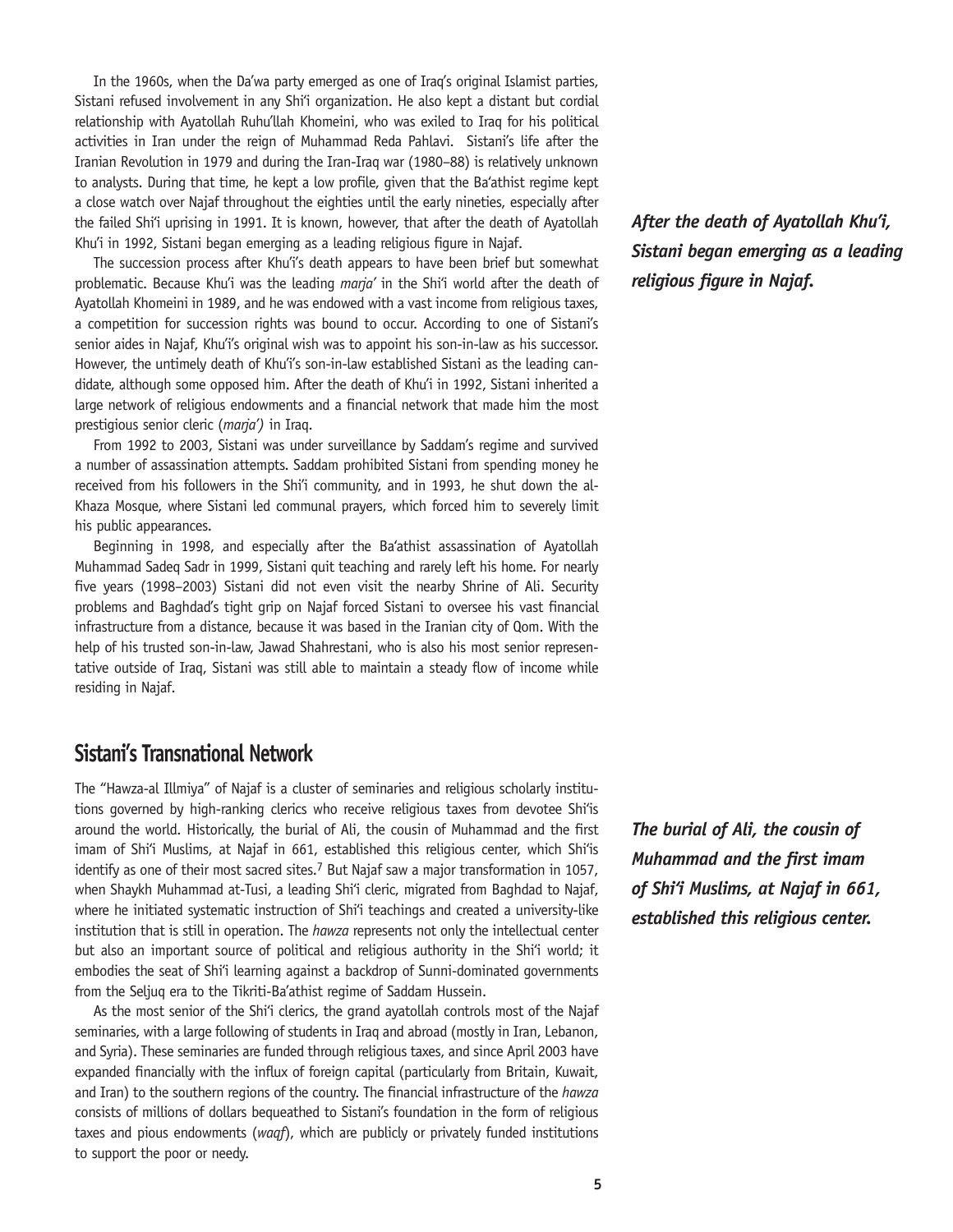In the 1960s, when the Da'wa party emerged as one of Iraq's original Islamist parties, Sistani refused involvement in any Shi'i organization. He also kept a distant but cordial relationship with Ayatollah Ruhu'llah Khomeini, who was exiled to Iraq for his political activities in Iran under the reign of Muhammad Reda Pahlavi. Sistani's life after the Iranian Revolution in 1979 and during the Iran-Iraq war (1980–88) is relatively unknown to analysts. During that time, he kept a low profile, given that the Ba'athist regime kept a close watch over Najaf throughout the eighties until the early nineties, especially after the failed Shi'i uprising in 1991. It is known, however, that after the death of Ayatollah Khu'i in 1992, Sistani began emerging as a leading religious figure in Najaf.

***After the death of Ayatollah Khu'i, Sistani began emerging as a leading religious figure in Najaf.***

The succession process after Khu'i's death appears to have been brief but somewhat problematic. Because Khu'i was the leading *marja'* in the Shi'i world after the death of Ayatollah Khomeini in 1989, and he was endowed with a vast income from religious taxes, a competition for succession rights was bound to occur. According to one of Sistani's senior aides in Najaf, Khu'i's original wish was to appoint his son-in-law as his successor. However, the untimely death of Khu'i's son-in-law established Sistani as the leading candidate, although some opposed him. After the death of Khu'i in 1992, Sistani inherited a large network of religious endowments and a financial network that made him the most prestigious senior cleric (*marja')* in Iraq.

From 1992 to 2003, Sistani was under surveillance by Saddam's regime and survived a number of assassination attempts. Saddam prohibited Sistani from spending money he received from his followers in the Shi'i community, and in 1993, he shut down the al-Khaza Mosque, where Sistani led communal prayers, which forced him to severely limit his public appearances.

Beginning in 1998, and especially after the Ba'athist assassination of Ayatollah Muhammad Sadeq Sadr in 1999, Sistani quit teaching and rarely left his home. For nearly five years (1998–2003) Sistani did not even visit the nearby Shrine of Ali. Security problems and Baghdad's tight grip on Najaf forced Sistani to oversee his vast financial infrastructure from a distance, because it was based in the Iranian city of Qom. With the help of his trusted son-in-law, Jawad Shahrestani, who is also his most senior representative outside of Iraq, Sistani was still able to maintain a steady flow of income while residing in Najaf.

## Sistani's Transnational Network

The "Hawza-al Illmiya" of Najaf is a cluster of seminaries and religious scholarly institutions governed by high-ranking clerics who receive religious taxes from devotee Shi'is around the world. Historically, the burial of Ali, the cousin of Muhammad and the first imam of Shi'i Muslims, at Najaf in 661, established this religious center, which Shi'is identify as one of their most sacred sites.[7] But Najaf saw a major transformation in 1057, when Shaykh Muhammad at-Tusi, a leading Shi'i cleric, migrated from Baghdad to Najaf, where he initiated systematic instruction of Shi'i teachings and created a university-like institution that is still in operation. The *hawza* represents not only the intellectual center but also an important source of political and religious authority in the Shi'i world; it embodies the seat of Shi'i learning against a backdrop of Sunni-dominated governments from the Seljuq era to the Tikriti-Ba'athist regime of Saddam Hussein.

***The burial of Ali, the cousin of Muhammad and the first imam of Shi'i Muslims, at Najaf in 661, established this religious center.***

As the most senior of the Shi'i clerics, the grand ayatollah controls most of the Najaf seminaries, with a large following of students in Iraq and abroad (mostly in Iran, Lebanon, and Syria). These seminaries are funded through religious taxes, and since April 2003 have expanded financially with the influx of foreign capital (particularly from Britain, Kuwait, and Iran) to the southern regions of the country. The financial infrastructure of the *hawza* consists of millions of dollars bequeathed to Sistani's foundation in the form of religious taxes and pious endowments (*waqf*), which are publicly or privately funded institutions to support the poor or needy.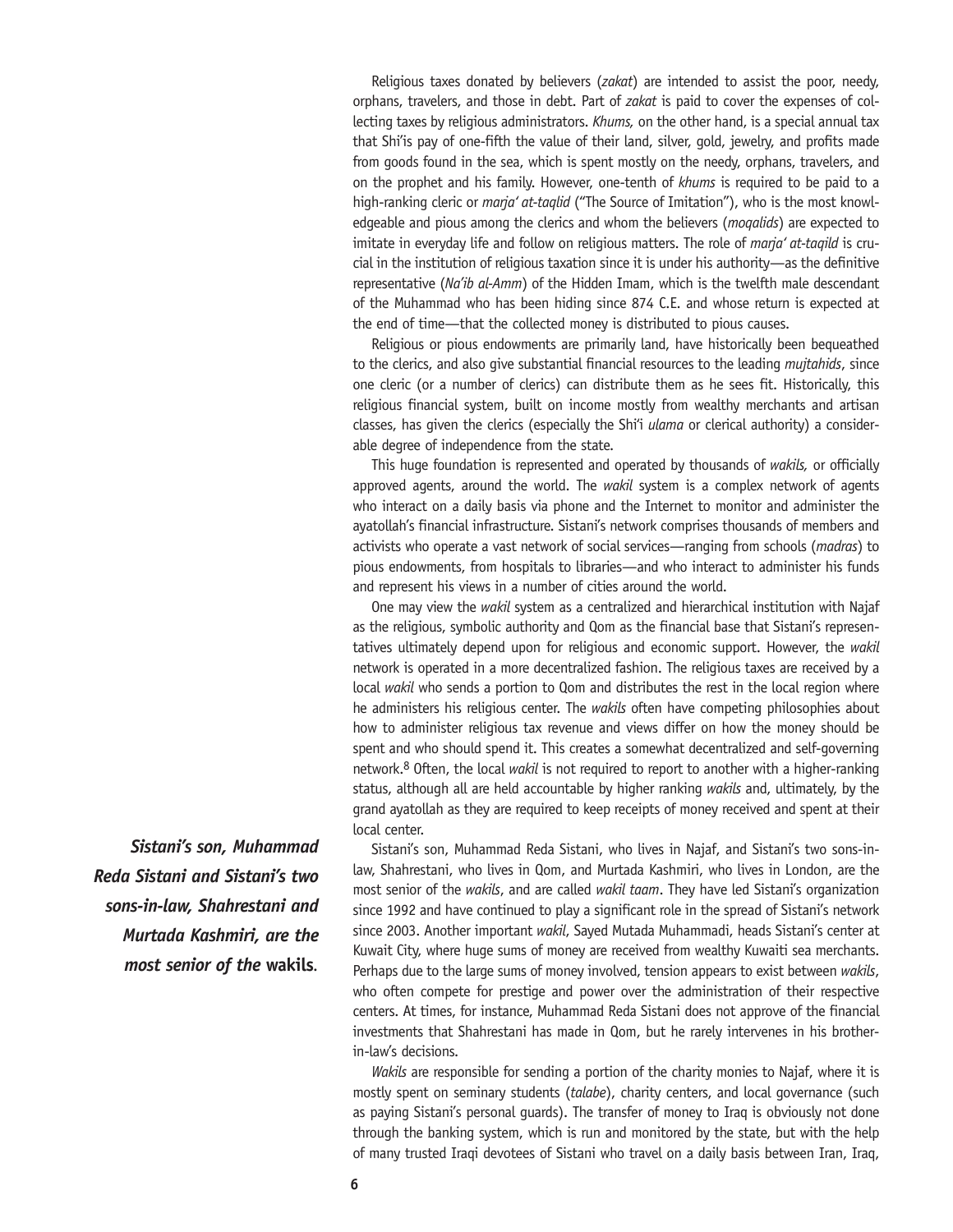Religious taxes donated by believers (*zakat*) are intended to assist the poor, needy, orphans, travelers, and those in debt. Part of *zakat* is paid to cover the expenses of collecting taxes by religious administrators. *Khums,* on the other hand, is a special annual tax that Shi'is pay of one-fifth the value of their land, silver, gold, jewelry, and profits made from goods found in the sea, which is spent mostly on the needy, orphans, travelers, and on the prophet and his family. However, one-tenth of *khums* is required to be paid to a high-ranking cleric or *marja' at-taqlid* ("The Source of Imitation"), who is the most knowledgeable and pious among the clerics and whom the believers (*moqalids*) are expected to imitate in everyday life and follow on religious matters. The role of *marja' at-taqild* is crucial in the institution of religious taxation since it is under his authority—as the definitive representative (*Na'ib al-Amm*) of the Hidden Imam, which is the twelfth male descendant of the Muhammad who has been hiding since 874 C.E. and whose return is expected at the end of time—that the collected money is distributed to pious causes.

Religious or pious endowments are primarily land, have historically been bequeathed to the clerics, and also give substantial financial resources to the leading *mujtahids*, since one cleric (or a number of clerics) can distribute them as he sees fit. Historically, this religious financial system, built on income mostly from wealthy merchants and artisan classes, has given the clerics (especially the Shi'i *ulama* or clerical authority) a considerable degree of independence from the state.

This huge foundation is represented and operated by thousands of *wakils,* or officially approved agents, around the world. The *wakil* system is a complex network of agents who interact on a daily basis via phone and the Internet to monitor and administer the ayatollah's financial infrastructure. Sistani's network comprises thousands of members and activists who operate a vast network of social services—ranging from schools (*madras*) to pious endowments, from hospitals to libraries—and who interact to administer his funds and represent his views in a number of cities around the world.

One may view the *wakil* system as a centralized and hierarchical institution with Najaf as the religious, symbolic authority and Qom as the financial base that Sistani's representatives ultimately depend upon for religious and economic support. However, the *wakil* network is operated in a more decentralized fashion. The religious taxes are received by a local *wakil* who sends a portion to Qom and distributes the rest in the local region where he administers his religious center. The *wakils* often have competing philosophies about how to administer religious tax revenue and views differ on how the money should be spent and who should spend it. This creates a somewhat decentralized and self-governing network.[8] Often, the local *wakil* is not required to report to another with a higher-ranking status, although all are held accountable by higher ranking *wakils* and, ultimately, by the grand ayatollah as they are required to keep receipts of money received and spent at their local center.

***Sistani's son, Muhammad Reda Sistani and Sistani's two sons-in-law, Shahrestani and Murtada Kashmiri, are the most senior of the* wakils.**

Sistani's son, Muhammad Reda Sistani, who lives in Najaf, and Sistani's two sons-in-law, Shahrestani, who lives in Qom, and Murtada Kashmiri, who lives in London, are the most senior of the *wakils*, and are called *wakil taam*. They have led Sistani's organization since 1992 and have continued to play a significant role in the spread of Sistani's network since 2003. Another important *wakil*, Sayed Mutada Muhammadi, heads Sistani's center at Kuwait City, where huge sums of money are received from wealthy Kuwaiti sea merchants. Perhaps due to the large sums of money involved, tension appears to exist between *wakils*, who often compete for prestige and power over the administration of their respective centers. At times, for instance, Muhammad Reda Sistani does not approve of the financial investments that Shahrestani has made in Qom, but he rarely intervenes in his brother-in-law's decisions.

*Wakils* are responsible for sending a portion of the charity monies to Najaf, where it is mostly spent on seminary students (*talabe*), charity centers, and local governance (such as paying Sistani's personal guards). The transfer of money to Iraq is obviously not done through the banking system, which is run and monitored by the state, but with the help of many trusted Iraqi devotees of Sistani who travel on a daily basis between Iran, Iraq,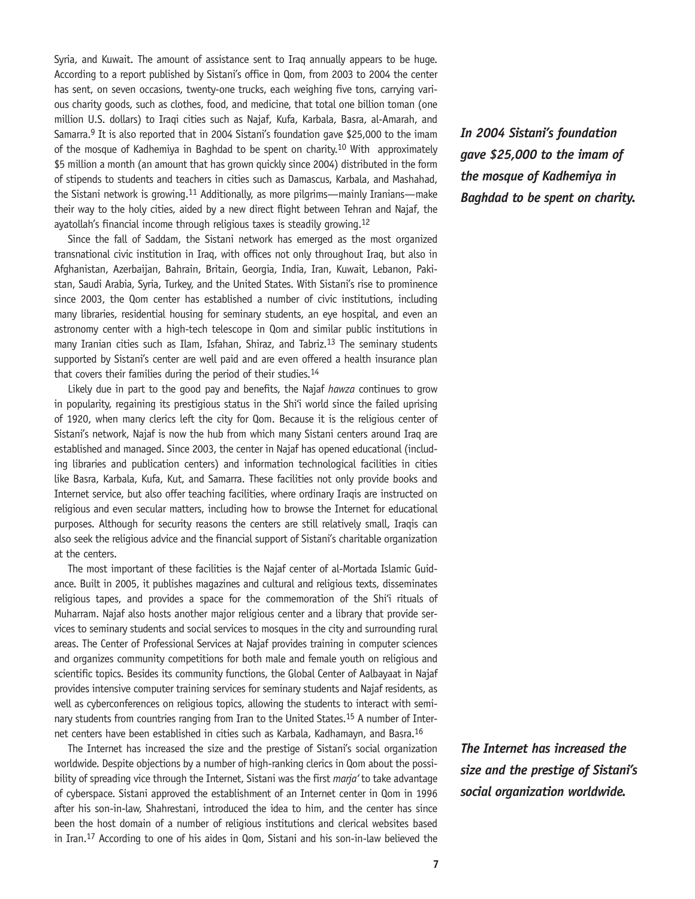Syria, and Kuwait. The amount of assistance sent to Iraq annually appears to be huge. According to a report published by Sistani's office in Qom, from 2003 to 2004 the center has sent, on seven occasions, twenty-one trucks, each weighing five tons, carrying various charity goods, such as clothes, food, and medicine, that total one billion toman (one million U.S. dollars) to Iraqi cities such as Najaf, Kufa, Karbala, Basra, al-Amarah, and Samarra.[9] It is also reported that in 2004 Sistani's foundation gave $25,000 to the imam of the mosque of Kadhemiya in Baghdad to be spent on charity.[10] With approximately $5 million a month (an amount that has grown quickly since 2004) distributed in the form of stipends to students and teachers in cities such as Damascus, Karbala, and Mashahad, the Sistani network is growing.[11] Additionally, as more pilgrims—mainly Iranians—make their way to the holy cities, aided by a new direct flight between Tehran and Najaf, the ayatollah's financial income through religious taxes is steadily growing.[12]

***In 2004 Sistani's foundation gave $25,000 to the imam of the mosque of Kadhemiya in Baghdad to be spent on charity.***

Since the fall of Saddam, the Sistani network has emerged as the most organized transnational civic institution in Iraq, with offices not only throughout Iraq, but also in Afghanistan, Azerbaijan, Bahrain, Britain, Georgia, India, Iran, Kuwait, Lebanon, Pakistan, Saudi Arabia, Syria, Turkey, and the United States. With Sistani's rise to prominence since 2003, the Qom center has established a number of civic institutions, including many libraries, residential housing for seminary students, an eye hospital, and even an astronomy center with a high-tech telescope in Qom and similar public institutions in many Iranian cities such as Ilam, Isfahan, Shiraz, and Tabriz.[13] The seminary students supported by Sistani's center are well paid and are even offered a health insurance plan that covers their families during the period of their studies.[14]

Likely due in part to the good pay and benefits, the Najaf *hawza* continues to grow in popularity, regaining its prestigious status in the Shi'i world since the failed uprising of 1920, when many clerics left the city for Qom. Because it is the religious center of Sistani's network, Najaf is now the hub from which many Sistani centers around Iraq are established and managed. Since 2003, the center in Najaf has opened educational (including libraries and publication centers) and information technological facilities in cities like Basra, Karbala, Kufa, Kut, and Samarra. These facilities not only provide books and Internet service, but also offer teaching facilities, where ordinary Iraqis are instructed on religious and even secular matters, including how to browse the Internet for educational purposes. Although for security reasons the centers are still relatively small, Iraqis can also seek the religious advice and the financial support of Sistani's charitable organization at the centers.

The most important of these facilities is the Najaf center of al-Mortada Islamic Guidance. Built in 2005, it publishes magazines and cultural and religious texts, disseminates religious tapes, and provides a space for the commemoration of the Shi'i rituals of Muharram. Najaf also hosts another major religious center and a library that provide services to seminary students and social services to mosques in the city and surrounding rural areas. The Center of Professional Services at Najaf provides training in computer sciences and organizes community competitions for both male and female youth on religious and scientific topics. Besides its community functions, the Global Center of Aalbayaat in Najaf provides intensive computer training services for seminary students and Najaf residents, as well as cyberconferences on religious topics, allowing the students to interact with seminary students from countries ranging from Iran to the United States.[15] A number of Internet centers have been established in cities such as Karbala, Kadhamayn, and Basra.[16]

The Internet has increased the size and the prestige of Sistani's social organization worldwide. Despite objections by a number of high-ranking clerics in Qom about the possibility of spreading vice through the Internet, Sistani was the first *marja'* to take advantage of cyberspace. Sistani approved the establishment of an Internet center in Qom in 1996 after his son-in-law, Shahrestani, introduced the idea to him, and the center has since been the host domain of a number of religious institutions and clerical websites based in Iran.[17] According to one of his aides in Qom, Sistani and his son-in-law believed the

***The Internet has increased the size and the prestige of Sistani's social organization worldwide.***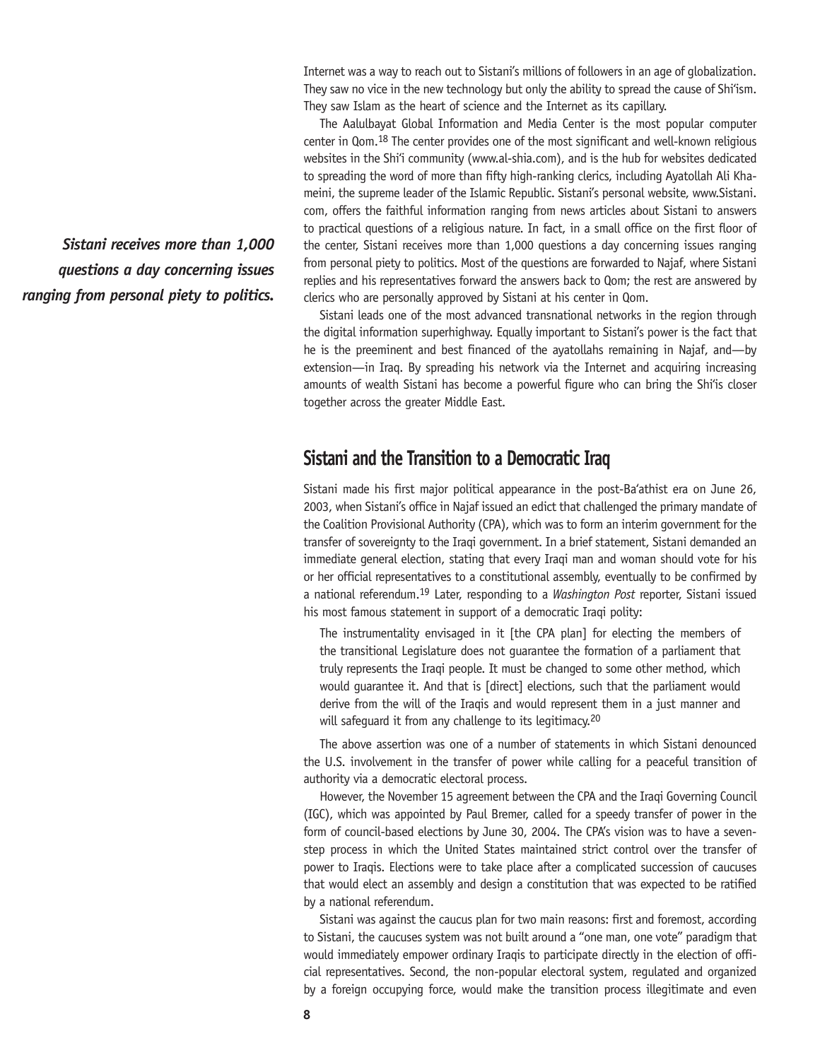Internet was a way to reach out to Sistani's millions of followers in an age of globalization. They saw no vice in the new technology but only the ability to spread the cause of Shi'ism. They saw Islam as the heart of science and the Internet as its capillary.

The Aalulbayat Global Information and Media Center is the most popular computer center in Qom.[18] The center provides one of the most significant and well-known religious websites in the Shi'i community (www.al-shia.com), and is the hub for websites dedicated to spreading the word of more than fifty high-ranking clerics, including Ayatollah Ali Khameini, the supreme leader of the Islamic Republic. Sistani's personal website, www.Sistani.com, offers the faithful information ranging from news articles about Sistani to answers to practical questions of a religious nature. In fact, in a small office on the first floor of the center, Sistani receives more than 1,000 questions a day concerning issues ranging from personal piety to politics. Most of the questions are forwarded to Najaf, where Sistani replies and his representatives forward the answers back to Qom; the rest are answered by clerics who are personally approved by Sistani at his center in Qom.

***Sistani receives more than 1,000 questions a day concerning issues ranging from personal piety to politics.***

Sistani leads one of the most advanced transnational networks in the region through the digital information superhighway. Equally important to Sistani's power is the fact that he is the preeminent and best financed of the ayatollahs remaining in Najaf, and—by extension—in Iraq. By spreading his network via the Internet and acquiring increasing amounts of wealth Sistani has become a powerful figure who can bring the Shi'is closer together across the greater Middle East.

## Sistani and the Transition to a Democratic Iraq

Sistani made his first major political appearance in the post-Ba'athist era on June 26, 2003, when Sistani's office in Najaf issued an edict that challenged the primary mandate of the Coalition Provisional Authority (CPA), which was to form an interim government for the transfer of sovereignty to the Iraqi government. In a brief statement, Sistani demanded an immediate general election, stating that every Iraqi man and woman should vote for his or her official representatives to a constitutional assembly, eventually to be confirmed by a national referendum.[19] Later, responding to a *Washington Post* reporter, Sistani issued his most famous statement in support of a democratic Iraqi polity:

> The instrumentality envisaged in it [the CPA plan] for electing the members of the transitional Legislature does not guarantee the formation of a parliament that truly represents the Iraqi people. It must be changed to some other method, which would guarantee it. And that is [direct] elections, such that the parliament would derive from the will of the Iraqis and would represent them in a just manner and will safeguard it from any challenge to its legitimacy.[20]

The above assertion was one of a number of statements in which Sistani denounced the U.S. involvement in the transfer of power while calling for a peaceful transition of authority via a democratic electoral process.

However, the November 15 agreement between the CPA and the Iraqi Governing Council (IGC), which was appointed by Paul Bremer, called for a speedy transfer of power in the form of council-based elections by June 30, 2004. The CPA's vision was to have a seven-step process in which the United States maintained strict control over the transfer of power to Iraqis. Elections were to take place after a complicated succession of caucuses that would elect an assembly and design a constitution that was expected to be ratified by a national referendum.

Sistani was against the caucus plan for two main reasons: first and foremost, according to Sistani, the caucuses system was not built around a "one man, one vote" paradigm that would immediately empower ordinary Iraqis to participate directly in the election of official representatives. Second, the non-popular electoral system, regulated and organized by a foreign occupying force, would make the transition process illegitimate and even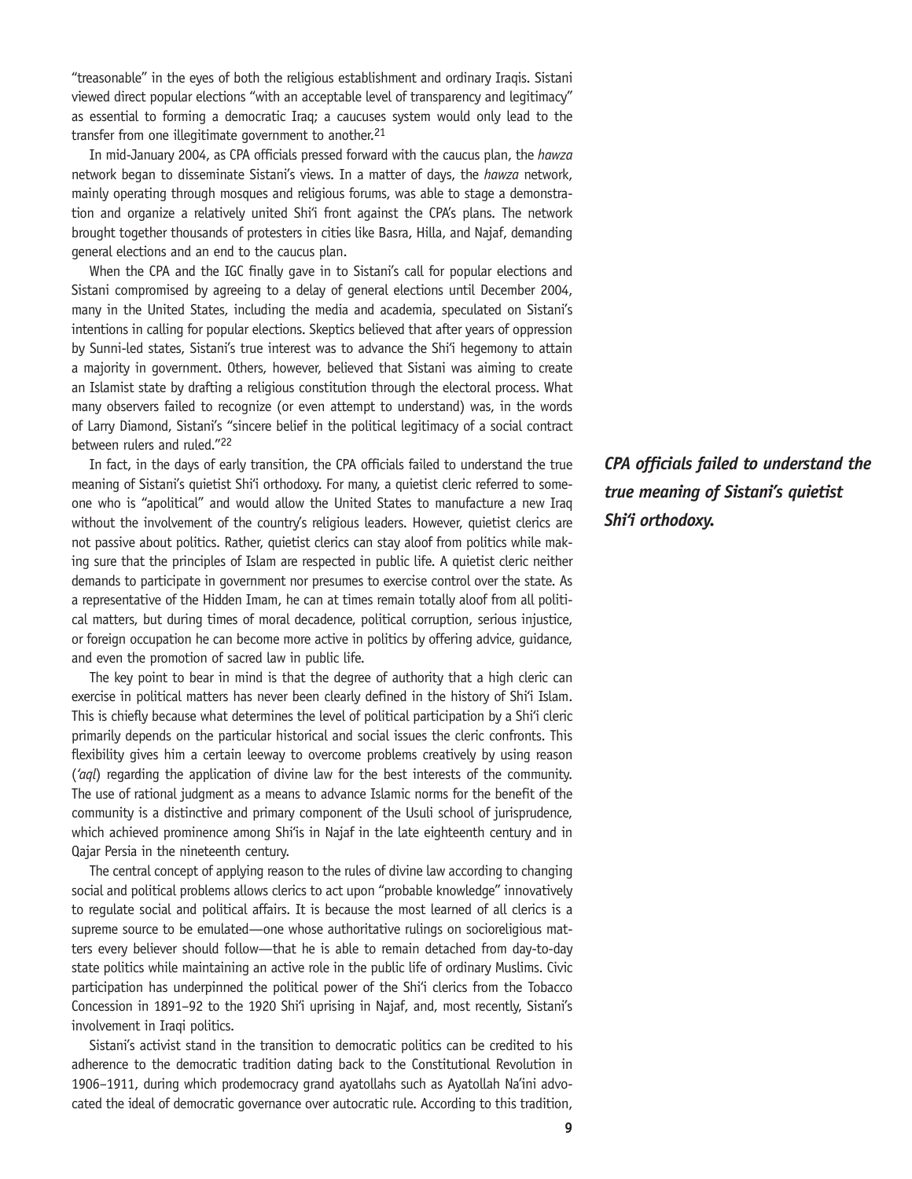"treasonable" in the eyes of both the religious establishment and ordinary Iraqis. Sistani viewed direct popular elections "with an acceptable level of transparency and legitimacy" as essential to forming a democratic Iraq; a caucuses system would only lead to the transfer from one illegitimate government to another.[21]

In mid-January 2004, as CPA officials pressed forward with the caucus plan, the *hawza* network began to disseminate Sistani's views. In a matter of days, the *hawza* network, mainly operating through mosques and religious forums, was able to stage a demonstration and organize a relatively united Shi'i front against the CPA's plans. The network brought together thousands of protesters in cities like Basra, Hilla, and Najaf, demanding general elections and an end to the caucus plan.

When the CPA and the IGC finally gave in to Sistani's call for popular elections and Sistani compromised by agreeing to a delay of general elections until December 2004, many in the United States, including the media and academia, speculated on Sistani's intentions in calling for popular elections. Skeptics believed that after years of oppression by Sunni-led states, Sistani's true interest was to advance the Shi'i hegemony to attain a majority in government. Others, however, believed that Sistani was aiming to create an Islamist state by drafting a religious constitution through the electoral process. What many observers failed to recognize (or even attempt to understand) was, in the words of Larry Diamond, Sistani's "sincere belief in the political legitimacy of a social contract between rulers and ruled."[22]

In fact, in the days of early transition, the CPA officials failed to understand the true meaning of Sistani's quietist Shi'i orthodoxy. For many, a quietist cleric referred to someone who is "apolitical" and would allow the United States to manufacture a new Iraq without the involvement of the country's religious leaders. However, quietist clerics are not passive about politics. Rather, quietist clerics can stay aloof from politics while making sure that the principles of Islam are respected in public life. A quietist cleric neither demands to participate in government nor presumes to exercise control over the state. As a representative of the Hidden Imam, he can at times remain totally aloof from all political matters, but during times of moral decadence, political corruption, serious injustice, or foreign occupation he can become more active in politics by offering advice, guidance, and even the promotion of sacred law in public life.

***CPA officials failed to understand the true meaning of Sistani's quietist Shi'i orthodoxy.***

The key point to bear in mind is that the degree of authority that a high cleric can exercise in political matters has never been clearly defined in the history of Shi'i Islam. This is chiefly because what determines the level of political participation by a Shi'i cleric primarily depends on the particular historical and social issues the cleric confronts. This flexibility gives him a certain leeway to overcome problems creatively by using reason (*'aql*) regarding the application of divine law for the best interests of the community. The use of rational judgment as a means to advance Islamic norms for the benefit of the community is a distinctive and primary component of the Usuli school of jurisprudence, which achieved prominence among Shi'is in Najaf in the late eighteenth century and in Qajar Persia in the nineteenth century.

The central concept of applying reason to the rules of divine law according to changing social and political problems allows clerics to act upon "probable knowledge" innovatively to regulate social and political affairs. It is because the most learned of all clerics is a supreme source to be emulated—one whose authoritative rulings on socioreligious matters every believer should follow—that he is able to remain detached from day-to-day state politics while maintaining an active role in the public life of ordinary Muslims. Civic participation has underpinned the political power of the Shi'i clerics from the Tobacco Concession in 1891–92 to the 1920 Shi'i uprising in Najaf, and, most recently, Sistani's involvement in Iraqi politics.

Sistani's activist stand in the transition to democratic politics can be credited to his adherence to the democratic tradition dating back to the Constitutional Revolution in 1906–1911, during which prodemocracy grand ayatollahs such as Ayatollah Na'ini advocated the ideal of democratic governance over autocratic rule. According to this tradition,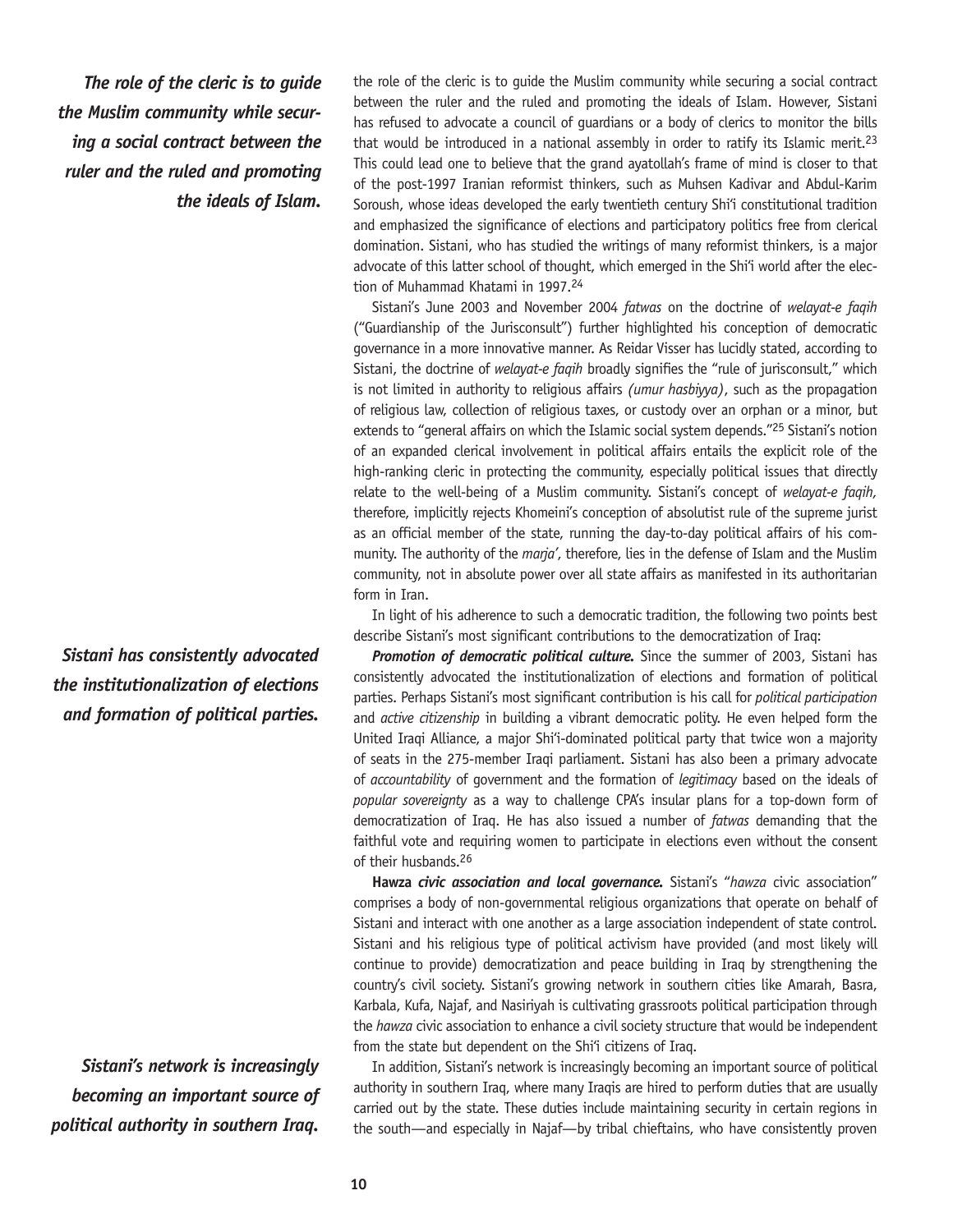the role of the cleric is to guide the Muslim community while securing a social contract between the ruler and the ruled and promoting the ideals of Islam. However, Sistani has refused to advocate a council of guardians or a body of clerics to monitor the bills that would be introduced in a national assembly in order to ratify its Islamic merit.[23] This could lead one to believe that the grand ayatollah's frame of mind is closer to that of the post-1997 Iranian reformist thinkers, such as Muhsen Kadivar and Abdul-Karim Soroush, whose ideas developed the early twentieth century Shi'i constitutional tradition and emphasized the significance of elections and participatory politics free from clerical domination. Sistani, who has studied the writings of many reformist thinkers, is a major advocate of this latter school of thought, which emerged in the Shi'i world after the election of Muhammad Khatami in 1997.[24]

*The role of the cleric is to guide the Muslim community while securing a social contract between the ruler and the ruled and promoting the ideals of Islam.*

Sistani's June 2003 and November 2004 *fatwas* on the doctrine of *welayat-e faqih* ("Guardianship of the Jurisconsult") further highlighted his conception of democratic governance in a more innovative manner. As Reidar Visser has lucidly stated, according to Sistani, the doctrine of *welayat-e faqih* broadly signifies the "rule of jurisconsult," which is not limited in authority to religious affairs *(umur hasbiyya)*, such as the propagation of religious law, collection of religious taxes, or custody over an orphan or a minor, but extends to "general affairs on which the Islamic social system depends."[25] Sistani's notion of an expanded clerical involvement in political affairs entails the explicit role of the high-ranking cleric in protecting the community, especially political issues that directly relate to the well-being of a Muslim community. Sistani's concept of *welayat-e faqih,* therefore, implicitly rejects Khomeini's conception of absolutist rule of the supreme jurist as an official member of the state, running the day-to-day political affairs of his community. The authority of the *marja'*, therefore, lies in the defense of Islam and the Muslim community, not in absolute power over all state affairs as manifested in its authoritarian form in Iran.

In light of his adherence to such a democratic tradition, the following two points best describe Sistani's most significant contributions to the democratization of Iraq:

*Sistani has consistently advocated the institutionalization of elections and formation of political parties.*

***Promotion of democratic political culture.*** Since the summer of 2003, Sistani has consistently advocated the institutionalization of elections and formation of political parties. Perhaps Sistani's most significant contribution is his call for *political participation* and *active citizenship* in building a vibrant democratic polity. He even helped form the United Iraqi Alliance, a major Shi'i-dominated political party that twice won a majority of seats in the 275-member Iraqi parliament. Sistani has also been a primary advocate of *accountability* of government and the formation of *legitimacy* based on the ideals of *popular sovereignty* as a way to challenge CPA's insular plans for a top-down form of democratization of Iraq. He has also issued a number of *fatwas* demanding that the faithful vote and requiring women to participate in elections even without the consent of their husbands.[26]

***Hawza civic association and local governance.*** Sistani's "*hawza* civic association" comprises a body of non-governmental religious organizations that operate on behalf of Sistani and interact with one another as a large association independent of state control. Sistani and his religious type of political activism have provided (and most likely will continue to provide) democratization and peace building in Iraq by strengthening the country's civil society. Sistani's growing network in southern cities like Amarah, Basra, Karbala, Kufa, Najaf, and Nasiriyah is cultivating grassroots political participation through the *hawza* civic association to enhance a civil society structure that would be independent from the state but dependent on the Shi'i citizens of Iraq.

*Sistani's network is increasingly becoming an important source of political authority in southern Iraq.*

In addition, Sistani's network is increasingly becoming an important source of political authority in southern Iraq, where many Iraqis are hired to perform duties that are usually carried out by the state. These duties include maintaining security in certain regions in the south—and especially in Najaf—by tribal chieftains, who have consistently proven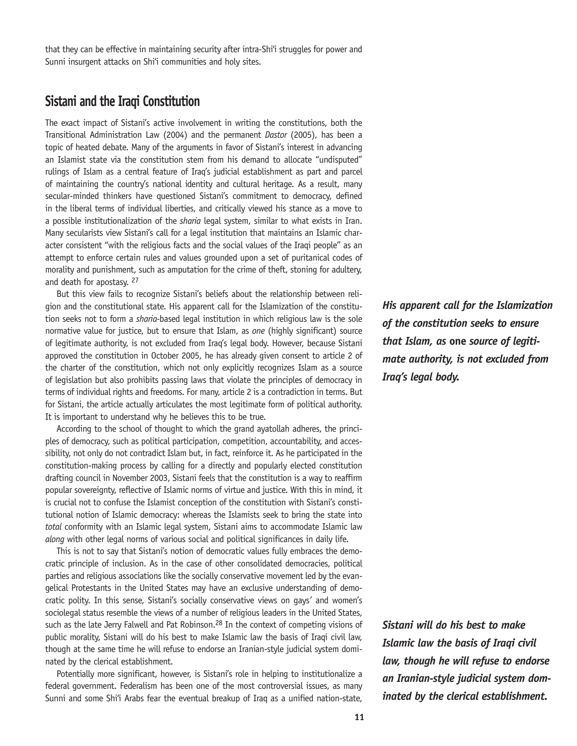that they can be effective in maintaining security after intra-Shi'i struggles for power and Sunni insurgent attacks on Shi'i communities and holy sites.

## Sistani and the Iraqi Constitution

The exact impact of Sistani's active involvement in writing the constitutions, both the Transitional Administration Law (2004) and the permanent *Dastor* (2005), has been a topic of heated debate. Many of the arguments in favor of Sistani's interest in advancing an Islamist state via the constitution stem from his demand to allocate "undisputed" rulings of Islam as a central feature of Iraq's judicial establishment as part and parcel of maintaining the country's national identity and cultural heritage. As a result, many secular-minded thinkers have questioned Sistani's commitment to democracy, defined in the liberal terms of individual liberties, and critically viewed his stance as a move to a possible institutionalization of the *sharia* legal system, similar to what exists in Iran. Many secularists view Sistani's call for a legal institution that maintains an Islamic character consistent "with the religious facts and the social values of the Iraqi people" as an attempt to enforce certain rules and values grounded upon a set of puritanical codes of morality and punishment, such as amputation for the crime of theft, stoning for adultery, and death for apostasy. [27]

But this view fails to recognize Sistani's beliefs about the relationship between religion and the constitutional state. His apparent call for the Islamization of the constitution seeks not to form a *sharia*-based legal institution in which religious law is the sole normative value for justice, but to ensure that Islam, as *one* (highly significant) source of legitimate authority, is not excluded from Iraq's legal body. However, because Sistani approved the constitution in October 2005, he has already given consent to article 2 of the charter of the constitution, which not only explicitly recognizes Islam as a source of legislation but also prohibits passing laws that violate the principles of democracy in terms of individual rights and freedoms. For many, article 2 is a contradiction in terms. But for Sistani, the article actually articulates the most legitimate form of political authority. It is important to understand why he believes this to be true.

***His apparent call for the Islamization of the constitution seeks to ensure that Islam, as* one *source of legitimate authority, is not excluded from Iraq's legal body.***

According to the school of thought to which the grand ayatollah adheres, the principles of democracy, such as political participation, competition, accountability, and accessibility, not only do not contradict Islam but, in fact, reinforce it. As he participated in the constitution-making process by calling for a directly and popularly elected constitution drafting council in November 2003, Sistani feels that the constitution is a way to reaffirm popular sovereignty, reflective of Islamic norms of virtue and justice. With this in mind, it is crucial not to confuse the Islamist conception of the constitution with Sistani's constitutional notion of Islamic democracy: whereas the Islamists seek to bring the state into *total* conformity with an Islamic legal system, Sistani aims to accommodate Islamic law *along* with other legal norms of various social and political significances in daily life.

This is not to say that Sistani's notion of democratic values fully embraces the democratic principle of inclusion. As in the case of other consolidated democracies, political parties and religious associations like the socially conservative movement led by the evangelical Protestants in the United States may have an exclusive understanding of democratic polity. In this sense, Sistani's socially conservative views on gays' and women's sociolegal status resemble the views of a number of religious leaders in the United States, such as the late Jerry Falwell and Pat Robinson.[28] In the context of competing visions of public morality, Sistani will do his best to make Islamic law the basis of Iraqi civil law, though at the same time he will refuse to endorse an Iranian-style judicial system dominated by the clerical establishment.

***Sistani will do his best to make Islamic law the basis of Iraqi civil law, though he will refuse to endorse an Iranian-style judicial system dominated by the clerical establishment.***

Potentially more significant, however, is Sistani's role in helping to institutionalize a federal government. Federalism has been one of the most controversial issues, as many Sunni and some Shi'i Arabs fear the eventual breakup of Iraq as a unified nation-state,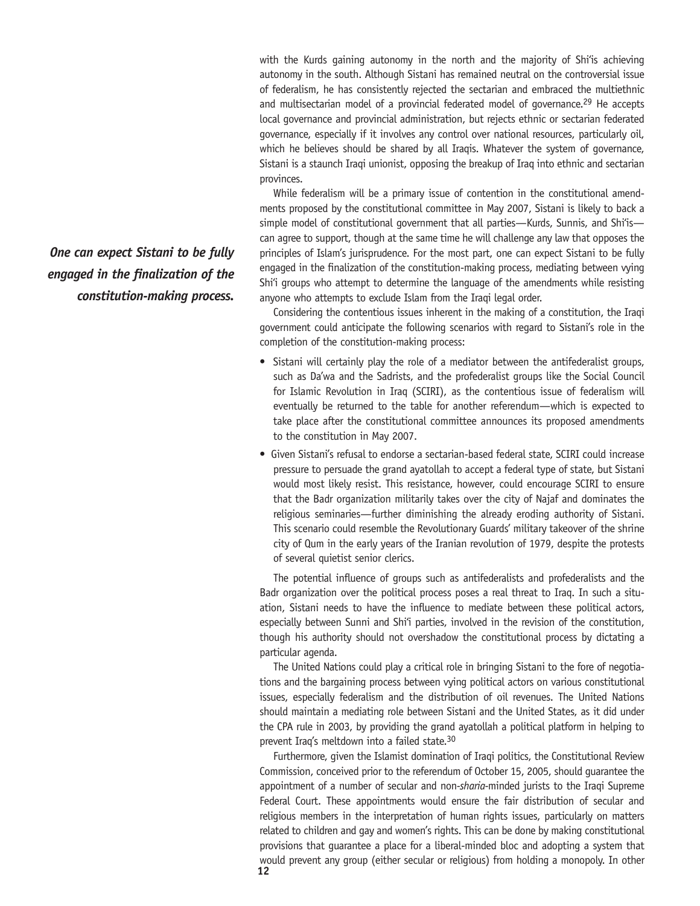with the Kurds gaining autonomy in the north and the majority of Shi'is achieving autonomy in the south. Although Sistani has remained neutral on the controversial issue of federalism, he has consistently rejected the sectarian and embraced the multiethnic and multisectarian model of a provincial federated model of governance.[29] He accepts local governance and provincial administration, but rejects ethnic or sectarian federated governance, especially if it involves any control over national resources, particularly oil, which he believes should be shared by all Iraqis. Whatever the system of governance, Sistani is a staunch Iraqi unionist, opposing the breakup of Iraq into ethnic and sectarian provinces.

While federalism will be a primary issue of contention in the constitutional amendments proposed by the constitutional committee in May 2007, Sistani is likely to back a simple model of constitutional government that all parties—Kurds, Sunnis, and Shi'is—can agree to support, though at the same time he will challenge any law that opposes the principles of Islam's jurisprudence. For the most part, one can expect Sistani to be fully engaged in the finalization of the constitution-making process, mediating between vying Shi'i groups who attempt to determine the language of the amendments while resisting anyone who attempts to exclude Islam from the Iraqi legal order.

***One can expect Sistani to be fully engaged in the finalization of the constitution-making process.***

Considering the contentious issues inherent in the making of a constitution, the Iraqi government could anticipate the following scenarios with regard to Sistani's role in the completion of the constitution-making process:

- Sistani will certainly play the role of a mediator between the antifederalist groups, such as Da'wa and the Sadrists, and the profederalist groups like the Social Council for Islamic Revolution in Iraq (SCIRI), as the contentious issue of federalism will eventually be returned to the table for another referendum—which is expected to take place after the constitutional committee announces its proposed amendments to the constitution in May 2007.
- Given Sistani's refusal to endorse a sectarian-based federal state, SCIRI could increase pressure to persuade the grand ayatollah to accept a federal type of state, but Sistani would most likely resist. This resistance, however, could encourage SCIRI to ensure that the Badr organization militarily takes over the city of Najaf and dominates the religious seminaries—further diminishing the already eroding authority of Sistani. This scenario could resemble the Revolutionary Guards' military takeover of the shrine city of Qum in the early years of the Iranian revolution of 1979, despite the protests of several quietist senior clerics.

The potential influence of groups such as antifederalists and profederalists and the Badr organization over the political process poses a real threat to Iraq. In such a situation, Sistani needs to have the influence to mediate between these political actors, especially between Sunni and Shi'i parties, involved in the revision of the constitution, though his authority should not overshadow the constitutional process by dictating a particular agenda.

The United Nations could play a critical role in bringing Sistani to the fore of negotiations and the bargaining process between vying political actors on various constitutional issues, especially federalism and the distribution of oil revenues. The United Nations should maintain a mediating role between Sistani and the United States, as it did under the CPA rule in 2003, by providing the grand ayatollah a political platform in helping to prevent Iraq's meltdown into a failed state.[30]

Furthermore, given the Islamist domination of Iraqi politics, the Constitutional Review Commission, conceived prior to the referendum of October 15, 2005, should guarantee the appointment of a number of secular and non-*sharia*-minded jurists to the Iraqi Supreme Federal Court. These appointments would ensure the fair distribution of secular and religious members in the interpretation of human rights issues, particularly on matters related to children and gay and women's rights. This can be done by making constitutional provisions that guarantee a place for a liberal-minded bloc and adopting a system that would prevent any group (either secular or religious) from holding a monopoly. In other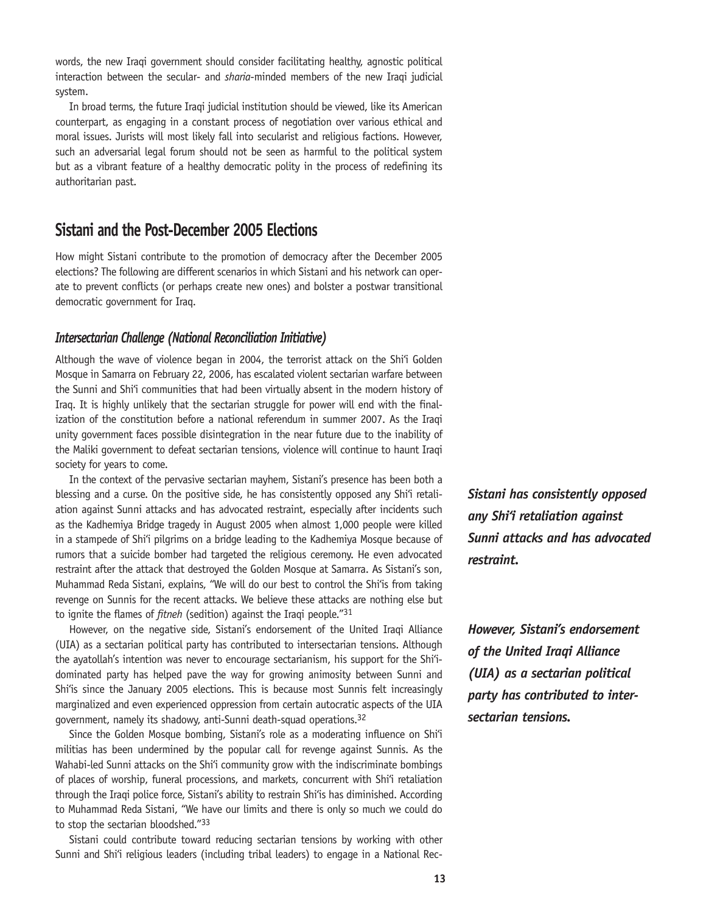words, the new Iraqi government should consider facilitating healthy, agnostic political interaction between the secular- and *sharia*-minded members of the new Iraqi judicial system.

In broad terms, the future Iraqi judicial institution should be viewed, like its American counterpart, as engaging in a constant process of negotiation over various ethical and moral issues. Jurists will most likely fall into secularist and religious factions. However, such an adversarial legal forum should not be seen as harmful to the political system but as a vibrant feature of a healthy democratic polity in the process of redefining its authoritarian past.

## Sistani and the Post-December 2005 Elections

How might Sistani contribute to the promotion of democracy after the December 2005 elections? The following are different scenarios in which Sistani and his network can operate to prevent conflicts (or perhaps create new ones) and bolster a postwar transitional democratic government for Iraq.

### *Intersectarian Challenge (National Reconciliation Initiative)*

Although the wave of violence began in 2004, the terrorist attack on the Shi'i Golden Mosque in Samarra on February 22, 2006, has escalated violent sectarian warfare between the Sunni and Shi'i communities that had been virtually absent in the modern history of Iraq. It is highly unlikely that the sectarian struggle for power will end with the finalization of the constitution before a national referendum in summer 2007. As the Iraqi unity government faces possible disintegration in the near future due to the inability of the Maliki government to defeat sectarian tensions, violence will continue to haunt Iraqi society for years to come.

In the context of the pervasive sectarian mayhem, Sistani's presence has been both a blessing and a curse. On the positive side, he has consistently opposed any Shi'i retaliation against Sunni attacks and has advocated restraint, especially after incidents such as the Kadhemiya Bridge tragedy in August 2005 when almost 1,000 people were killed in a stampede of Shi'i pilgrims on a bridge leading to the Kadhemiya Mosque because of rumors that a suicide bomber had targeted the religious ceremony. He even advocated restraint after the attack that destroyed the Golden Mosque at Samarra. As Sistani's son, Muhammad Reda Sistani, explains, "We will do our best to control the Shi'is from taking revenge on Sunnis for the recent attacks. We believe these attacks are nothing else but to ignite the flames of *fitneh* (sedition) against the Iraqi people."[31]

***Sistani has consistently opposed any Shi'i retaliation against Sunni attacks and has advocated restraint.***

However, on the negative side, Sistani's endorsement of the United Iraqi Alliance (UIA) as a sectarian political party has contributed to intersectarian tensions. Although the ayatollah's intention was never to encourage sectarianism, his support for the Shi'i-dominated party has helped pave the way for growing animosity between Sunni and Shi'is since the January 2005 elections. This is because most Sunnis felt increasingly marginalized and even experienced oppression from certain autocratic aspects of the UIA government, namely its shadowy, anti-Sunni death-squad operations.[32]

***However, Sistani's endorsement of the United Iraqi Alliance (UIA) as a sectarian political party has contributed to intersectarian tensions.***

Since the Golden Mosque bombing, Sistani's role as a moderating influence on Shi'i militias has been undermined by the popular call for revenge against Sunnis. As the Wahabi-led Sunni attacks on the Shi'i community grow with the indiscriminate bombings of places of worship, funeral processions, and markets, concurrent with Shi'i retaliation through the Iraqi police force, Sistani's ability to restrain Shi'is has diminished. According to Muhammad Reda Sistani, "We have our limits and there is only so much we could do to stop the sectarian bloodshed."[33]

Sistani could contribute toward reducing sectarian tensions by working with other Sunni and Shi'i religious leaders (including tribal leaders) to engage in a National Rec-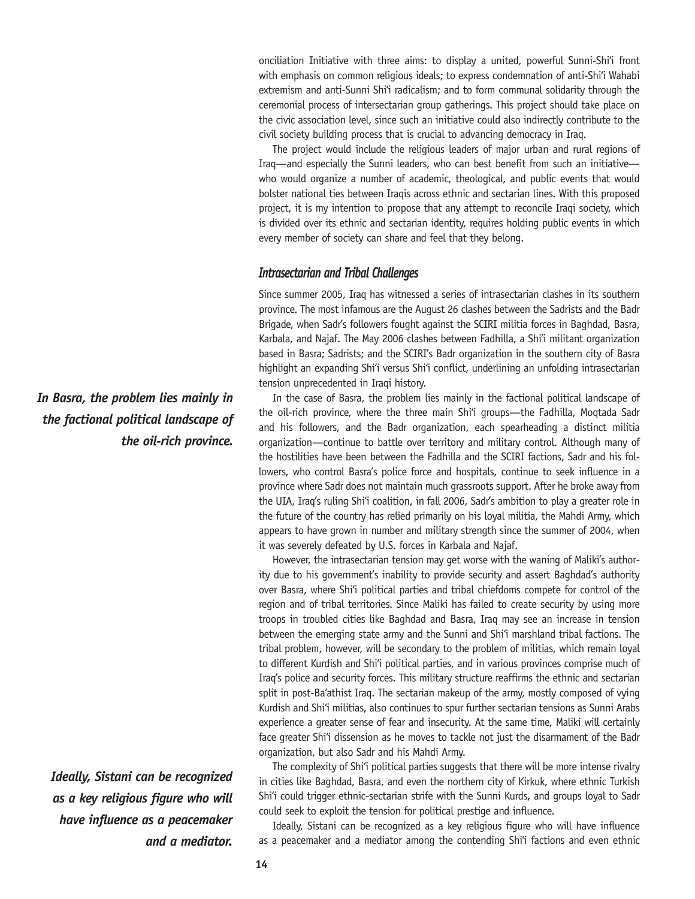onciliation Initiative with three aims: to display a united, powerful Sunni-Shi'i front with emphasis on common religious ideals; to express condemnation of anti-Shi'i Wahabi extremism and anti-Sunni Shi'i radicalism; and to form communal solidarity through the ceremonial process of intersectarian group gatherings. This project should take place on the civic association level, since such an initiative could also indirectly contribute to the civil society building process that is crucial to advancing democracy in Iraq.

The project would include the religious leaders of major urban and rural regions of Iraq—and especially the Sunni leaders, who can best benefit from such an initiative—who would organize a number of academic, theological, and public events that would bolster national ties between Iraqis across ethnic and sectarian lines. With this proposed project, it is my intention to propose that any attempt to reconcile Iraqi society, which is divided over its ethnic and sectarian identity, requires holding public events in which every member of society can share and feel that they belong.

### *Intrasectarian and Tribal Challenges*

Since summer 2005, Iraq has witnessed a series of intrasectarian clashes in its southern province. The most infamous are the August 26 clashes between the Sadrists and the Badr Brigade, when Sadr's followers fought against the SCIRI militia forces in Baghdad, Basra, Karbala, and Najaf. The May 2006 clashes between Fadhilla, a Shi'i militant organization based in Basra; Sadrists; and the SCIRI's Badr organization in the southern city of Basra highlight an expanding Shi'i versus Shi'i conflict, underlining an unfolding intrasectarian tension unprecedented in Iraqi history.

***In Basra, the problem lies mainly in the factional political landscape of the oil-rich province.***

In the case of Basra, the problem lies mainly in the factional political landscape of the oil-rich province, where the three main Shi'i groups—the Fadhilla, Moqtada Sadr and his followers, and the Badr organization, each spearheading a distinct militia organization—continue to battle over territory and military control. Although many of the hostilities have been between the Fadhilla and the SCIRI factions, Sadr and his followers, who control Basra's police force and hospitals, continue to seek influence in a province where Sadr does not maintain much grassroots support. After he broke away from the UIA, Iraq's ruling Shi'i coalition, in fall 2006, Sadr's ambition to play a greater role in the future of the country has relied primarily on his loyal militia, the Mahdi Army, which appears to have grown in number and military strength since the summer of 2004, when it was severely defeated by U.S. forces in Karbala and Najaf.

However, the intrasectarian tension may get worse with the waning of Maliki's authority due to his government's inability to provide security and assert Baghdad's authority over Basra, where Shi'i political parties and tribal chiefdoms compete for control of the region and of tribal territories. Since Maliki has failed to create security by using more troops in troubled cities like Baghdad and Basra, Iraq may see an increase in tension between the emerging state army and the Sunni and Shi'i marshland tribal factions. The tribal problem, however, will be secondary to the problem of militias, which remain loyal to different Kurdish and Shi'i political parties, and in various provinces comprise much of Iraq's police and security forces. This military structure reaffirms the ethnic and sectarian split in post-Ba'athist Iraq. The sectarian makeup of the army, mostly composed of vying Kurdish and Shi'i militias, also continues to spur further sectarian tensions as Sunni Arabs experience a greater sense of fear and insecurity. At the same time, Maliki will certainly face greater Shi'i dissension as he moves to tackle not just the disarmament of the Badr organization, but also Sadr and his Mahdi Army.

***Ideally, Sistani can be recognized as a key religious figure who will have influence as a peacemaker and a mediator.***

The complexity of Shi'i political parties suggests that there will be more intense rivalry in cities like Baghdad, Basra, and even the northern city of Kirkuk, where ethnic Turkish Shi'i could trigger ethnic-sectarian strife with the Sunni Kurds, and groups loyal to Sadr could seek to exploit the tension for political prestige and influence.

Ideally, Sistani can be recognized as a key religious figure who will have influence as a peacemaker and a mediator among the contending Shi'i factions and even ethnic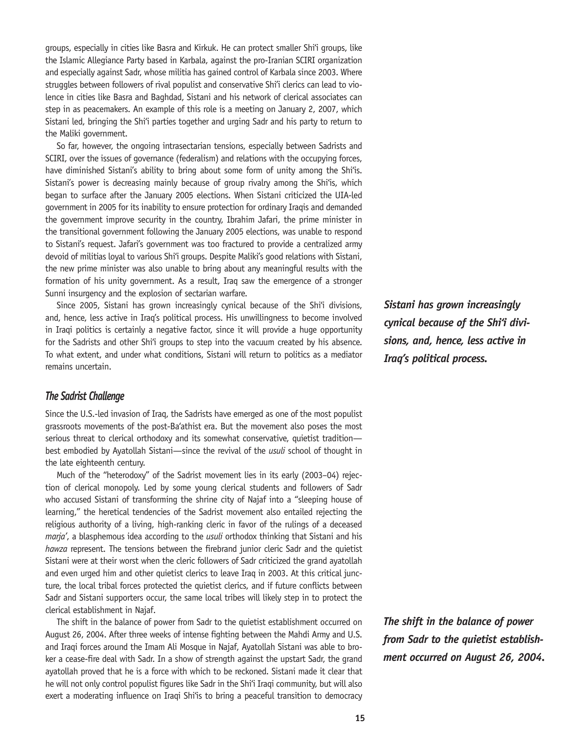groups, especially in cities like Basra and Kirkuk. He can protect smaller Shi'i groups, like the Islamic Allegiance Party based in Karbala, against the pro-Iranian SCIRI organization and especially against Sadr, whose militia has gained control of Karbala since 2003. Where struggles between followers of rival populist and conservative Shi'i clerics can lead to violence in cities like Basra and Baghdad, Sistani and his network of clerical associates can step in as peacemakers. An example of this role is a meeting on January 2, 2007, which Sistani led, bringing the Shi'i parties together and urging Sadr and his party to return to the Maliki government.

So far, however, the ongoing intrasectarian tensions, especially between Sadrists and SCIRI, over the issues of governance (federalism) and relations with the occupying forces, have diminished Sistani's ability to bring about some form of unity among the Shi'is. Sistani's power is decreasing mainly because of group rivalry among the Shi'is, which began to surface after the January 2005 elections. When Sistani criticized the UIA-led government in 2005 for its inability to ensure protection for ordinary Iraqis and demanded the government improve security in the country, Ibrahim Jafari, the prime minister in the transitional government following the January 2005 elections, was unable to respond to Sistani's request. Jafari's government was too fractured to provide a centralized army devoid of militias loyal to various Shi'i groups. Despite Maliki's good relations with Sistani, the new prime minister was also unable to bring about any meaningful results with the formation of his unity government. As a result, Iraq saw the emergence of a stronger Sunni insurgency and the explosion of sectarian warfare.

Since 2005, Sistani has grown increasingly cynical because of the Shi'i divisions, and, hence, less active in Iraq's political process. His unwillingness to become involved in Iraqi politics is certainly a negative factor, since it will provide a huge opportunity for the Sadrists and other Shi'i groups to step into the vacuum created by his absence. To what extent, and under what conditions, Sistani will return to politics as a mediator remains uncertain.

***Sistani has grown increasingly cynical because of the Shi'i divisions, and, hence, less active in Iraq's political process.***

### *The Sadrist Challenge*

Since the U.S.-led invasion of Iraq, the Sadrists have emerged as one of the most populist grassroots movements of the post-Ba'athist era. But the movement also poses the most serious threat to clerical orthodoxy and its somewhat conservative, quietist tradition—best embodied by Ayatollah Sistani—since the revival of the *usuli* school of thought in the late eighteenth century.

Much of the "heterodoxy" of the Sadrist movement lies in its early (2003–04) rejection of clerical monopoly. Led by some young clerical students and followers of Sadr who accused Sistani of transforming the shrine city of Najaf into a "sleeping house of learning," the heretical tendencies of the Sadrist movement also entailed rejecting the religious authority of a living, high-ranking cleric in favor of the rulings of a deceased *marja'*, a blasphemous idea according to the *usuli* orthodox thinking that Sistani and his *hawza* represent. The tensions between the firebrand junior cleric Sadr and the quietist Sistani were at their worst when the cleric followers of Sadr criticized the grand ayatollah and even urged him and other quietist clerics to leave Iraq in 2003. At this critical juncture, the local tribal forces protected the quietist clerics, and if future conflicts between Sadr and Sistani supporters occur, the same local tribes will likely step in to protect the clerical establishment in Najaf.

The shift in the balance of power from Sadr to the quietist establishment occurred on August 26, 2004. After three weeks of intense fighting between the Mahdi Army and U.S. and Iraqi forces around the Imam Ali Mosque in Najaf, Ayatollah Sistani was able to broker a cease-fire deal with Sadr. In a show of strength against the upstart Sadr, the grand ayatollah proved that he is a force with which to be reckoned. Sistani made it clear that he will not only control populist figures like Sadr in the Shi'i Iraqi community, but will also exert a moderating influence on Iraqi Shi'is to bring a peaceful transition to democracy

***The shift in the balance of power from Sadr to the quietist establishment occurred on August 26, 2004.***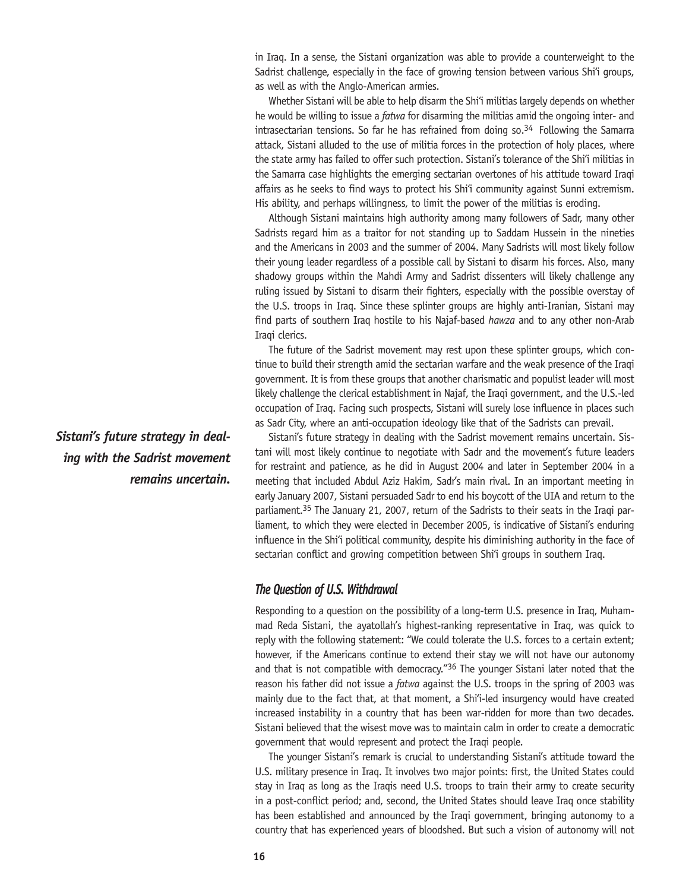in Iraq. In a sense, the Sistani organization was able to provide a counterweight to the Sadrist challenge, especially in the face of growing tension between various Shi'i groups, as well as with the Anglo-American armies.

Whether Sistani will be able to help disarm the Shi'i militias largely depends on whether he would be willing to issue a *fatwa* for disarming the militias amid the ongoing inter- and intrasectarian tensions. So far he has refrained from doing so.[34] Following the Samarra attack, Sistani alluded to the use of militia forces in the protection of holy places, where the state army has failed to offer such protection. Sistani's tolerance of the Shi'i militias in the Samarra case highlights the emerging sectarian overtones of his attitude toward Iraqi affairs as he seeks to find ways to protect his Shi'i community against Sunni extremism. His ability, and perhaps willingness, to limit the power of the militias is eroding.

Although Sistani maintains high authority among many followers of Sadr, many other Sadrists regard him as a traitor for not standing up to Saddam Hussein in the nineties and the Americans in 2003 and the summer of 2004. Many Sadrists will most likely follow their young leader regardless of a possible call by Sistani to disarm his forces. Also, many shadowy groups within the Mahdi Army and Sadrist dissenters will likely challenge any ruling issued by Sistani to disarm their fighters, especially with the possible overstay of the U.S. troops in Iraq. Since these splinter groups are highly anti-Iranian, Sistani may find parts of southern Iraq hostile to his Najaf-based *hawza* and to any other non-Arab Iraqi clerics.

The future of the Sadrist movement may rest upon these splinter groups, which continue to build their strength amid the sectarian warfare and the weak presence of the Iraqi government. It is from these groups that another charismatic and populist leader will most likely challenge the clerical establishment in Najaf, the Iraqi government, and the U.S.-led occupation of Iraq. Facing such prospects, Sistani will surely lose influence in places such as Sadr City, where an anti-occupation ideology like that of the Sadrists can prevail.

***Sistani's future strategy in dealing with the Sadrist movement remains uncertain.***

Sistani's future strategy in dealing with the Sadrist movement remains uncertain. Sistani will most likely continue to negotiate with Sadr and the movement's future leaders for restraint and patience, as he did in August 2004 and later in September 2004 in a meeting that included Abdul Aziz Hakim, Sadr's main rival. In an important meeting in early January 2007, Sistani persuaded Sadr to end his boycott of the UIA and return to the parliament.[35] The January 21, 2007, return of the Sadrists to their seats in the Iraqi parliament, to which they were elected in December 2005, is indicative of Sistani's enduring influence in the Shi'i political community, despite his diminishing authority in the face of sectarian conflict and growing competition between Shi'i groups in southern Iraq.

### *The Question of U.S. Withdrawal*

Responding to a question on the possibility of a long-term U.S. presence in Iraq, Muhammad Reda Sistani, the ayatollah's highest-ranking representative in Iraq, was quick to reply with the following statement: "We could tolerate the U.S. forces to a certain extent; however, if the Americans continue to extend their stay we will not have our autonomy and that is not compatible with democracy."[36] The younger Sistani later noted that the reason his father did not issue a *fatwa* against the U.S. troops in the spring of 2003 was mainly due to the fact that, at that moment, a Shi'i-led insurgency would have created increased instability in a country that has been war-ridden for more than two decades. Sistani believed that the wisest move was to maintain calm in order to create a democratic government that would represent and protect the Iraqi people.

The younger Sistani's remark is crucial to understanding Sistani's attitude toward the U.S. military presence in Iraq. It involves two major points: first, the United States could stay in Iraq as long as the Iraqis need U.S. troops to train their army to create security in a post-conflict period; and, second, the United States should leave Iraq once stability has been established and announced by the Iraqi government, bringing autonomy to a country that has experienced years of bloodshed. But such a vision of autonomy will not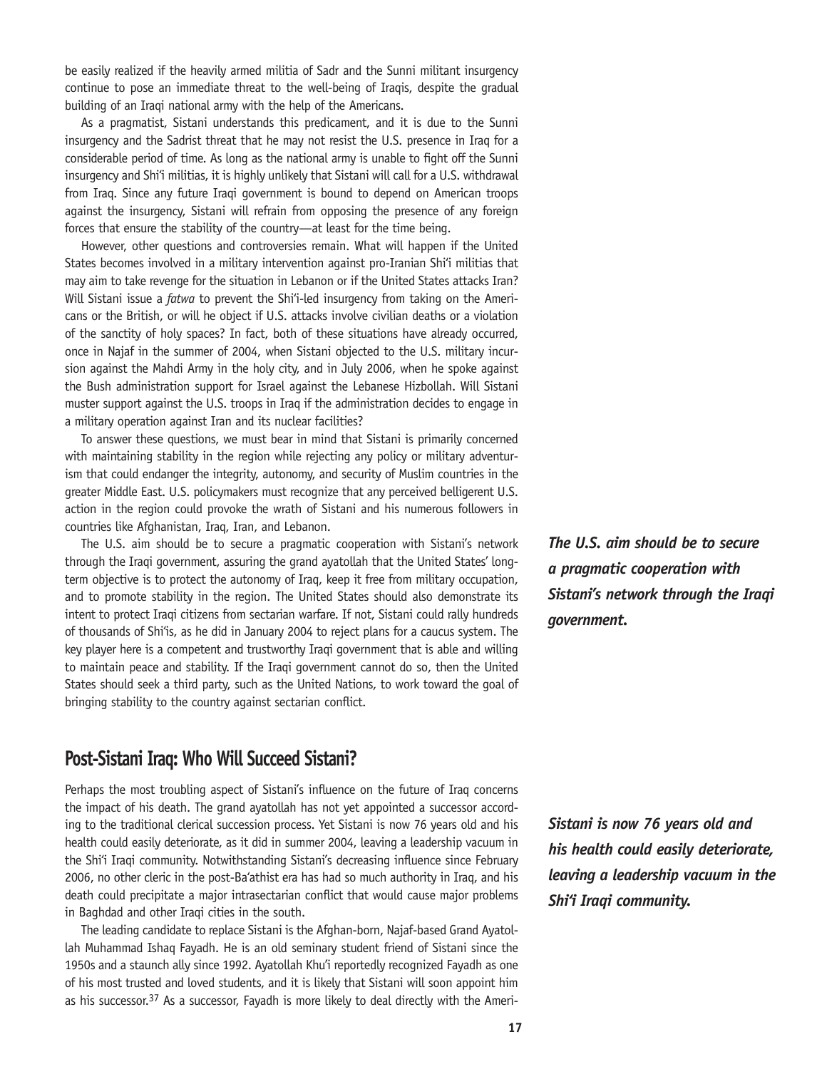be easily realized if the heavily armed militia of Sadr and the Sunni militant insurgency continue to pose an immediate threat to the well-being of Iraqis, despite the gradual building of an Iraqi national army with the help of the Americans.

As a pragmatist, Sistani understands this predicament, and it is due to the Sunni insurgency and the Sadrist threat that he may not resist the U.S. presence in Iraq for a considerable period of time. As long as the national army is unable to fight off the Sunni insurgency and Shi'i militias, it is highly unlikely that Sistani will call for a U.S. withdrawal from Iraq. Since any future Iraqi government is bound to depend on American troops against the insurgency, Sistani will refrain from opposing the presence of any foreign forces that ensure the stability of the country—at least for the time being.

However, other questions and controversies remain. What will happen if the United States becomes involved in a military intervention against pro-Iranian Shi'i militias that may aim to take revenge for the situation in Lebanon or if the United States attacks Iran? Will Sistani issue a *fatwa* to prevent the Shi'i-led insurgency from taking on the Americans or the British, or will he object if U.S. attacks involve civilian deaths or a violation of the sanctity of holy spaces? In fact, both of these situations have already occurred, once in Najaf in the summer of 2004, when Sistani objected to the U.S. military incursion against the Mahdi Army in the holy city, and in July 2006, when he spoke against the Bush administration support for Israel against the Lebanese Hizbollah. Will Sistani muster support against the U.S. troops in Iraq if the administration decides to engage in a military operation against Iran and its nuclear facilities?

To answer these questions, we must bear in mind that Sistani is primarily concerned with maintaining stability in the region while rejecting any policy or military adventurism that could endanger the integrity, autonomy, and security of Muslim countries in the greater Middle East. U.S. policymakers must recognize that any perceived belligerent U.S. action in the region could provoke the wrath of Sistani and his numerous followers in countries like Afghanistan, Iraq, Iran, and Lebanon.

The U.S. aim should be to secure a pragmatic cooperation with Sistani's network through the Iraqi government, assuring the grand ayatollah that the United States' long-term objective is to protect the autonomy of Iraq, keep it free from military occupation, and to promote stability in the region. The United States should also demonstrate its intent to protect Iraqi citizens from sectarian warfare. If not, Sistani could rally hundreds of thousands of Shi'is, as he did in January 2004 to reject plans for a caucus system. The key player here is a competent and trustworthy Iraqi government that is able and willing to maintain peace and stability. If the Iraqi government cannot do so, then the United States should seek a third party, such as the United Nations, to work toward the goal of bringing stability to the country against sectarian conflict.

***The U.S. aim should be to secure a pragmatic cooperation with Sistani's network through the Iraqi government.***

## Post-Sistani Iraq: Who Will Succeed Sistani?

Perhaps the most troubling aspect of Sistani's influence on the future of Iraq concerns the impact of his death. The grand ayatollah has not yet appointed a successor according to the traditional clerical succession process. Yet Sistani is now 76 years old and his health could easily deteriorate, as it did in summer 2004, leaving a leadership vacuum in the Shi'i Iraqi community. Notwithstanding Sistani's decreasing influence since February 2006, no other cleric in the post-Ba'athist era has had so much authority in Iraq, and his death could precipitate a major intrasectarian conflict that would cause major problems in Baghdad and other Iraqi cities in the south.

***Sistani is now 76 years old and his health could easily deteriorate, leaving a leadership vacuum in the Shi'i Iraqi community.***

The leading candidate to replace Sistani is the Afghan-born, Najaf-based Grand Ayatollah Muhammad Ishaq Fayadh. He is an old seminary student friend of Sistani since the 1950s and a staunch ally since 1992. Ayatollah Khu'i reportedly recognized Fayadh as one of his most trusted and loved students, and it is likely that Sistani will soon appoint him as his successor.[37] As a successor, Fayadh is more likely to deal directly with the Ameri-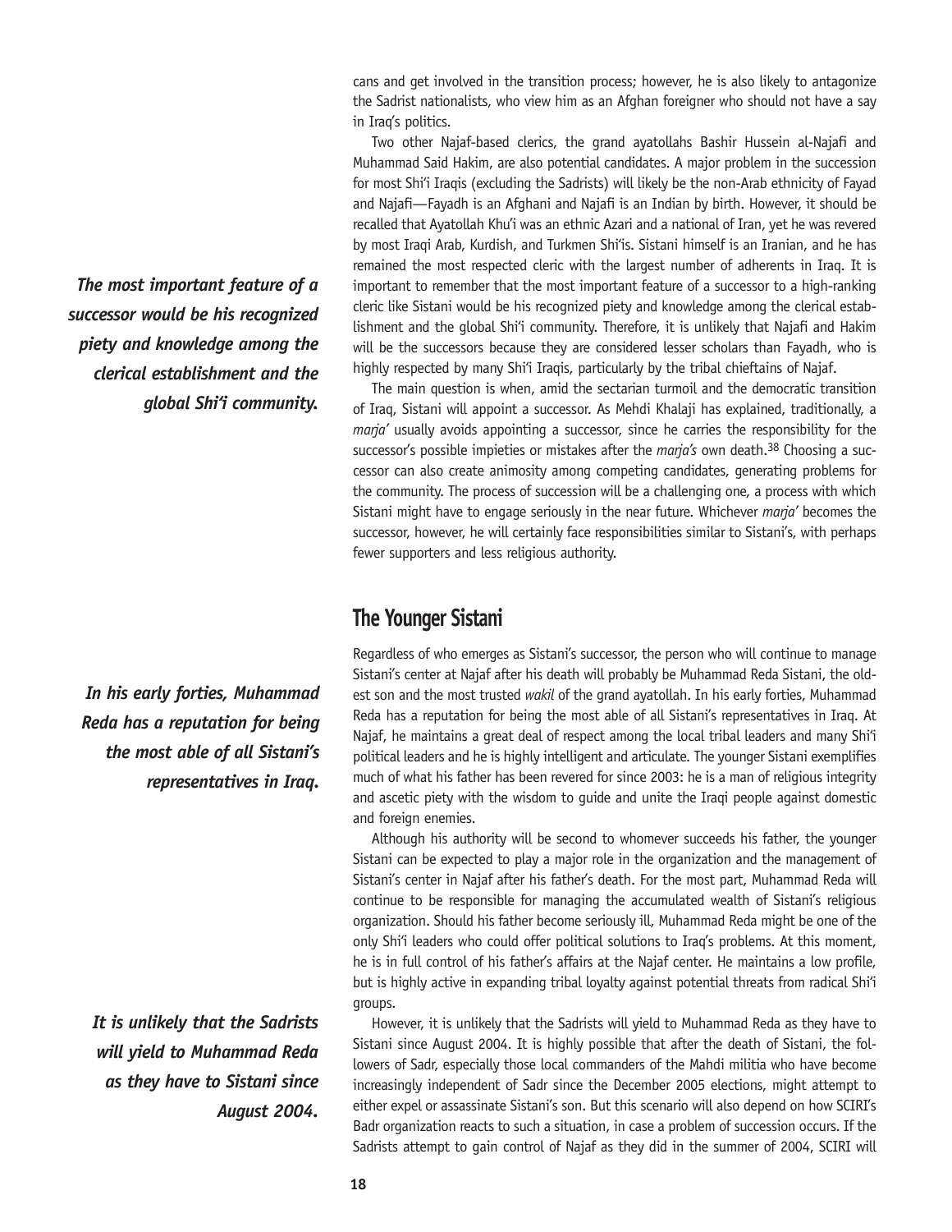cans and get involved in the transition process; however, he is also likely to antagonize the Sadrist nationalists, who view him as an Afghan foreigner who should not have a say in Iraq's politics.

Two other Najaf-based clerics, the grand ayatollahs Bashir Hussein al-Najafi and Muhammad Said Hakim, are also potential candidates. A major problem in the succession for most Shi'i Iraqis (excluding the Sadrists) will likely be the non-Arab ethnicity of Fayad and Najafi—Fayadh is an Afghani and Najafi is an Indian by birth. However, it should be recalled that Ayatollah Khu'i was an ethnic Azari and a national of Iran, yet he was revered by most Iraqi Arab, Kurdish, and Turkmen Shi'is. Sistani himself is an Iranian, and he has remained the most respected cleric with the largest number of adherents in Iraq. It is important to remember that the most important feature of a successor to a high-ranking cleric like Sistani would be his recognized piety and knowledge among the clerical establishment and the global Shi'i community. Therefore, it is unlikely that Najafi and Hakim will be the successors because they are considered lesser scholars than Fayadh, who is highly respected by many Shi'i Iraqis, particularly by the tribal chieftains of Najaf.

*The most important feature of a successor would be his recognized piety and knowledge among the clerical establishment and the global Shi'i community.*

The main question is when, amid the sectarian turmoil and the democratic transition of Iraq, Sistani will appoint a successor. As Mehdi Khalaji has explained, traditionally, a *marja'* usually avoids appointing a successor, since he carries the responsibility for the successor's possible impieties or mistakes after the *marja's* own death.[38] Choosing a successor can also create animosity among competing candidates, generating problems for the community. The process of succession will be a challenging one, a process with which Sistani might have to engage seriously in the near future. Whichever *marja'* becomes the successor, however, he will certainly face responsibilities similar to Sistani's, with perhaps fewer supporters and less religious authority.

## The Younger Sistani

Regardless of who emerges as Sistani's successor, the person who will continue to manage Sistani's center at Najaf after his death will probably be Muhammad Reda Sistani, the oldest son and the most trusted *wakil* of the grand ayatollah. In his early forties, Muhammad Reda has a reputation for being the most able of all Sistani's representatives in Iraq. At Najaf, he maintains a great deal of respect among the local tribal leaders and many Shi'i political leaders and he is highly intelligent and articulate. The younger Sistani exemplifies much of what his father has been revered for since 2003: he is a man of religious integrity and ascetic piety with the wisdom to guide and unite the Iraqi people against domestic and foreign enemies.

*In his early forties, Muhammad Reda has a reputation for being the most able of all Sistani's representatives in Iraq.*

Although his authority will be second to whomever succeeds his father, the younger Sistani can be expected to play a major role in the organization and the management of Sistani's center in Najaf after his father's death. For the most part, Muhammad Reda will continue to be responsible for managing the accumulated wealth of Sistani's religious organization. Should his father become seriously ill, Muhammad Reda might be one of the only Shi'i leaders who could offer political solutions to Iraq's problems. At this moment, he is in full control of his father's affairs at the Najaf center. He maintains a low profile, but is highly active in expanding tribal loyalty against potential threats from radical Shi'i groups.

However, it is unlikely that the Sadrists will yield to Muhammad Reda as they have to Sistani since August 2004. It is highly possible that after the death of Sistani, the followers of Sadr, especially those local commanders of the Mahdi militia who have become increasingly independent of Sadr since the December 2005 elections, might attempt to either expel or assassinate Sistani's son. But this scenario will also depend on how SCIRI's Badr organization reacts to such a situation, in case a problem of succession occurs. If the Sadrists attempt to gain control of Najaf as they did in the summer of 2004, SCIRI will

*It is unlikely that the Sadrists will yield to Muhammad Reda as they have to Sistani since August 2004.*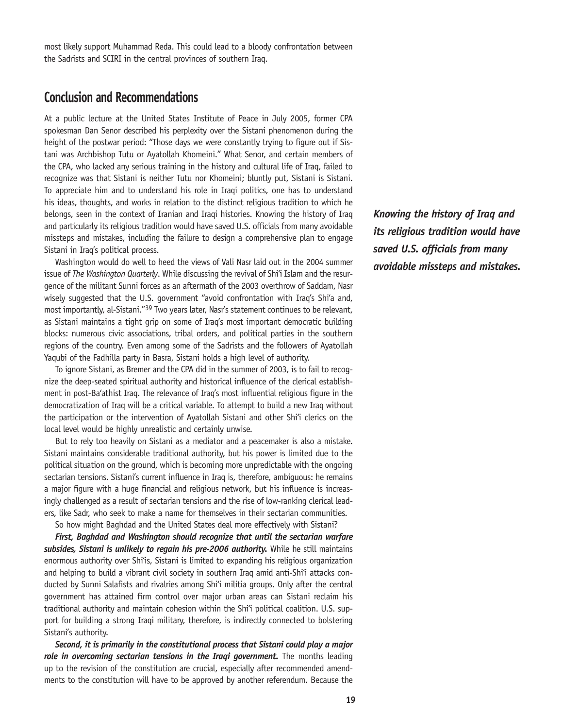most likely support Muhammad Reda. This could lead to a bloody confrontation between the Sadrists and SCIRI in the central provinces of southern Iraq.

## Conclusion and Recommendations

At a public lecture at the United States Institute of Peace in July 2005, former CPA spokesman Dan Senor described his perplexity over the Sistani phenomenon during the height of the postwar period: "Those days we were constantly trying to figure out if Sistani was Archbishop Tutu or Ayatollah Khomeini." What Senor, and certain members of the CPA, who lacked any serious training in the history and cultural life of Iraq, failed to recognize was that Sistani is neither Tutu nor Khomeini; bluntly put, Sistani is Sistani. To appreciate him and to understand his role in Iraqi politics, one has to understand his ideas, thoughts, and works in relation to the distinct religious tradition to which he belongs, seen in the context of Iranian and Iraqi histories. Knowing the history of Iraq and particularly its religious tradition would have saved U.S. officials from many avoidable missteps and mistakes, including the failure to design a comprehensive plan to engage Sistani in Iraq's political process.

***Knowing the history of Iraq and its religious tradition would have saved U.S. officials from many avoidable missteps and mistakes.***

Washington would do well to heed the views of Vali Nasr laid out in the 2004 summer issue of *The Washington Quarterly*. While discussing the revival of Shi'i Islam and the resurgence of the militant Sunni forces as an aftermath of the 2003 overthrow of Saddam, Nasr wisely suggested that the U.S. government "avoid confrontation with Iraq's Shi'a and, most importantly, al-Sistani."[39] Two years later, Nasr's statement continues to be relevant, as Sistani maintains a tight grip on some of Iraq's most important democratic building blocks: numerous civic associations, tribal orders, and political parties in the southern regions of the country. Even among some of the Sadrists and the followers of Ayatollah Yaqubi of the Fadhilla party in Basra, Sistani holds a high level of authority.

To ignore Sistani, as Bremer and the CPA did in the summer of 2003, is to fail to recognize the deep-seated spiritual authority and historical influence of the clerical establishment in post-Ba'athist Iraq. The relevance of Iraq's most influential religious figure in the democratization of Iraq will be a critical variable. To attempt to build a new Iraq without the participation or the intervention of Ayatollah Sistani and other Shi'i clerics on the local level would be highly unrealistic and certainly unwise.

But to rely too heavily on Sistani as a mediator and a peacemaker is also a mistake. Sistani maintains considerable traditional authority, but his power is limited due to the political situation on the ground, which is becoming more unpredictable with the ongoing sectarian tensions. Sistani's current influence in Iraq is, therefore, ambiguous: he remains a major figure with a huge financial and religious network, but his influence is increasingly challenged as a result of sectarian tensions and the rise of low-ranking clerical leaders, like Sadr, who seek to make a name for themselves in their sectarian communities.

So how might Baghdad and the United States deal more effectively with Sistani?

***First, Baghdad and Washington should recognize that until the sectarian warfare subsides, Sistani is unlikely to regain his pre-2006 authority.*** While he still maintains enormous authority over Shi'is, Sistani is limited to expanding his religious organization and helping to build a vibrant civil society in southern Iraq amid anti-Shi'i attacks conducted by Sunni Salafists and rivalries among Shi'i militia groups. Only after the central government has attained firm control over major urban areas can Sistani reclaim his traditional authority and maintain cohesion within the Shi'i political coalition. U.S. support for building a strong Iraqi military, therefore, is indirectly connected to bolstering Sistani's authority.

***Second, it is primarily in the constitutional process that Sistani could play a major role in overcoming sectarian tensions in the Iraqi government.*** The months leading up to the revision of the constitution are crucial, especially after recommended amendments to the constitution will have to be approved by another referendum. Because the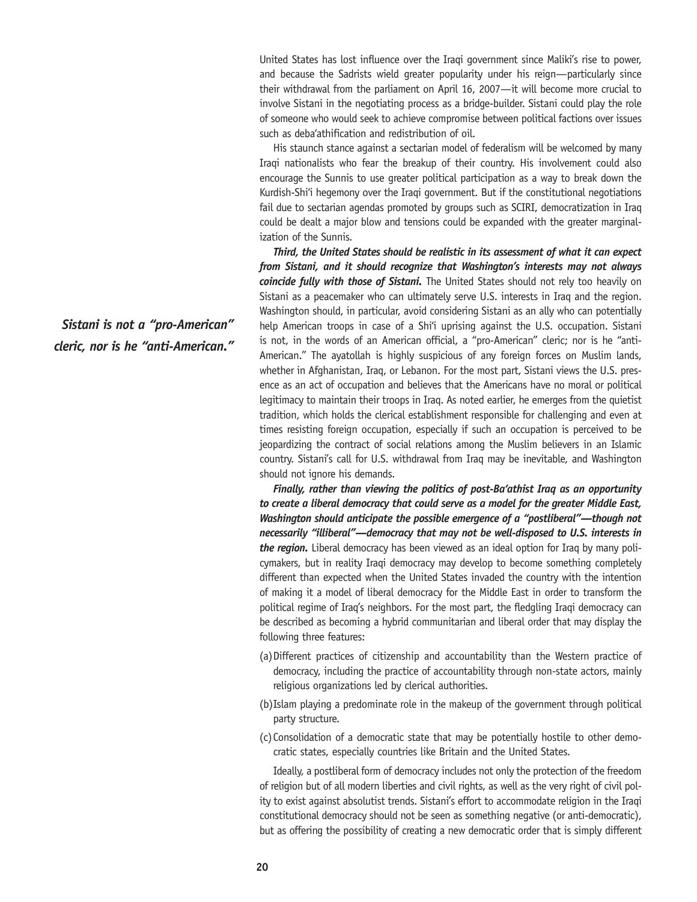United States has lost influence over the Iraqi government since Maliki's rise to power, and because the Sadrists wield greater popularity under his reign—particularly since their withdrawal from the parliament on April 16, 2007—it will become more crucial to involve Sistani in the negotiating process as a bridge-builder. Sistani could play the role of someone who would seek to achieve compromise between political factions over issues such as deba'athification and redistribution of oil.

His staunch stance against a sectarian model of federalism will be welcomed by many Iraqi nationalists who fear the breakup of their country. His involvement could also encourage the Sunnis to use greater political participation as a way to break down the Kurdish-Shi'i hegemony over the Iraqi government. But if the constitutional negotiations fail due to sectarian agendas promoted by groups such as SCIRI, democratization in Iraq could be dealt a major blow and tensions could be expanded with the greater marginalization of the Sunnis.

***Third, the United States should be realistic in its assessment of what it can expect from Sistani, and it should recognize that Washington's interests may not always coincide fully with those of Sistani.*** The United States should not rely too heavily on Sistani as a peacemaker who can ultimately serve U.S. interests in Iraq and the region. Washington should, in particular, avoid considering Sistani as an ally who can potentially help American troops in case of a Shi'i uprising against the U.S. occupation. Sistani is not, in the words of an American official, a "pro-American" cleric; nor is he "anti-American." The ayatollah is highly suspicious of any foreign forces on Muslim lands, whether in Afghanistan, Iraq, or Lebanon. For the most part, Sistani views the U.S. presence as an act of occupation and believes that the Americans have no moral or political legitimacy to maintain their troops in Iraq. As noted earlier, he emerges from the quietist tradition, which holds the clerical establishment responsible for challenging and even at times resisting foreign occupation, especially if such an occupation is perceived to be jeopardizing the contract of social relations among the Muslim believers in an Islamic country. Sistani's call for U.S. withdrawal from Iraq may be inevitable, and Washington should not ignore his demands.

***Sistani is not a "pro-American" cleric, nor is he "anti-American."***

***Finally, rather than viewing the politics of post-Ba'athist Iraq as an opportunity to create a liberal democracy that could serve as a model for the greater Middle East, Washington should anticipate the possible emergence of a "postliberal"—though not necessarily "illiberal"—democracy that may not be well-disposed to U.S. interests in the region.*** Liberal democracy has been viewed as an ideal option for Iraq by many policymakers, but in reality Iraqi democracy may develop to become something completely different than expected when the United States invaded the country with the intention of making it a model of liberal democracy for the Middle East in order to transform the political regime of Iraq's neighbors. For the most part, the fledgling Iraqi democracy can be described as becoming a hybrid communitarian and liberal order that may display the following three features:

(a) Different practices of citizenship and accountability than the Western practice of democracy, including the practice of accountability through non-state actors, mainly religious organizations led by clerical authorities.

(b) Islam playing a predominate role in the makeup of the government through political party structure.

(c) Consolidation of a democratic state that may be potentially hostile to other democratic states, especially countries like Britain and the United States.

Ideally, a postliberal form of democracy includes not only the protection of the freedom of religion but of all modern liberties and civil rights, as well as the very right of civil polity to exist against absolutist trends. Sistani's effort to accommodate religion in the Iraqi constitutional democracy should not be seen as something negative (or anti-democratic), but as offering the possibility of creating a new democratic order that is simply different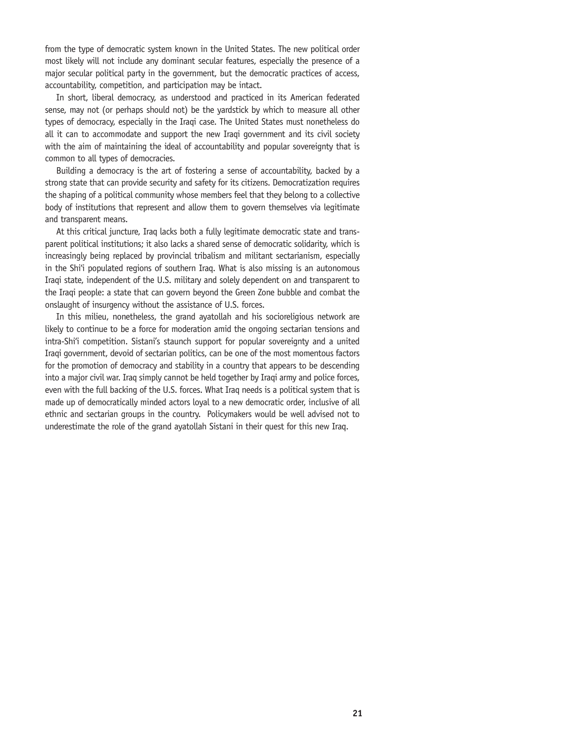from the type of democratic system known in the United States. The new political order most likely will not include any dominant secular features, especially the presence of a major secular political party in the government, but the democratic practices of access, accountability, competition, and participation may be intact.

In short, liberal democracy, as understood and practiced in its American federated sense, may not (or perhaps should not) be the yardstick by which to measure all other types of democracy, especially in the Iraqi case. The United States must nonetheless do all it can to accommodate and support the new Iraqi government and its civil society with the aim of maintaining the ideal of accountability and popular sovereignty that is common to all types of democracies.

Building a democracy is the art of fostering a sense of accountability, backed by a strong state that can provide security and safety for its citizens. Democratization requires the shaping of a political community whose members feel that they belong to a collective body of institutions that represent and allow them to govern themselves via legitimate and transparent means.

At this critical juncture, Iraq lacks both a fully legitimate democratic state and transparent political institutions; it also lacks a shared sense of democratic solidarity, which is increasingly being replaced by provincial tribalism and militant sectarianism, especially in the Shi'i populated regions of southern Iraq. What is also missing is an autonomous Iraqi state, independent of the U.S. military and solely dependent on and transparent to the Iraqi people: a state that can govern beyond the Green Zone bubble and combat the onslaught of insurgency without the assistance of U.S. forces.

In this milieu, nonetheless, the grand ayatollah and his socioreligious network are likely to continue to be a force for moderation amid the ongoing sectarian tensions and intra-Shi'i competition. Sistani's staunch support for popular sovereignty and a united Iraqi government, devoid of sectarian politics, can be one of the most momentous factors for the promotion of democracy and stability in a country that appears to be descending into a major civil war. Iraq simply cannot be held together by Iraqi army and police forces, even with the full backing of the U.S. forces. What Iraq needs is a political system that is made up of democratically minded actors loyal to a new democratic order, inclusive of all ethnic and sectarian groups in the country. Policymakers would be well advised not to underestimate the role of the grand ayatollah Sistani in their quest for this new Iraq.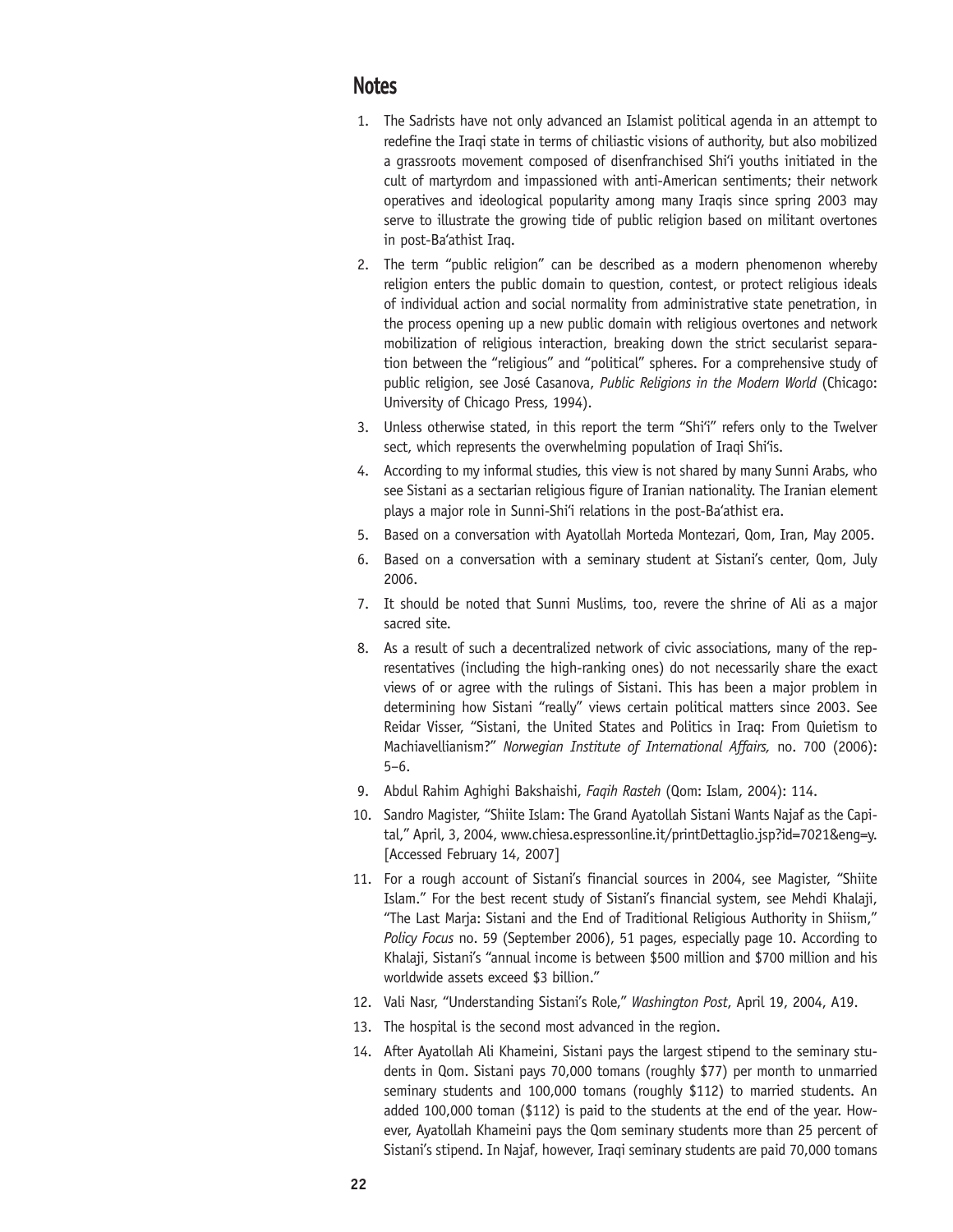## Notes

1. The Sadrists have not only advanced an Islamist political agenda in an attempt to redefine the Iraqi state in terms of chiliastic visions of authority, but also mobilized a grassroots movement composed of disenfranchised Shi'i youths initiated in the cult of martyrdom and impassioned with anti-American sentiments; their network operatives and ideological popularity among many Iraqis since spring 2003 may serve to illustrate the growing tide of public religion based on militant overtones in post-Ba'athist Iraq.
2. The term "public religion" can be described as a modern phenomenon whereby religion enters the public domain to question, contest, or protect religious ideals of individual action and social normality from administrative state penetration, in the process opening up a new public domain with religious overtones and network mobilization of religious interaction, breaking down the strict secularist separation between the "religious" and "political" spheres. For a comprehensive study of public religion, see José Casanova, *Public Religions in the Modern World* (Chicago: University of Chicago Press, 1994).
3. Unless otherwise stated, in this report the term "Shi'i" refers only to the Twelver sect, which represents the overwhelming population of Iraqi Shi'is.
4. According to my informal studies, this view is not shared by many Sunni Arabs, who see Sistani as a sectarian religious figure of Iranian nationality. The Iranian element plays a major role in Sunni-Shi'i relations in the post-Ba'athist era.
5. Based on a conversation with Ayatollah Morteda Montezari, Qom, Iran, May 2005.
6. Based on a conversation with a seminary student at Sistani's center, Qom, July 2006.
7. It should be noted that Sunni Muslims, too, revere the shrine of Ali as a major sacred site.
8. As a result of such a decentralized network of civic associations, many of the representatives (including the high-ranking ones) do not necessarily share the exact views of or agree with the rulings of Sistani. This has been a major problem in determining how Sistani "really" views certain political matters since 2003. See Reidar Visser, "Sistani, the United States and Politics in Iraq: From Quietism to Machiavellianism?" *Norwegian Institute of International Affairs,* no. 700 (2006): 5–6.
9. Abdul Rahim Aghighi Bakshaishi, *Faqih Rasteh* (Qom: Islam, 2004): 114.
10. Sandro Magister, "Shiite Islam: The Grand Ayatollah Sistani Wants Najaf as the Capital," April, 3, 2004, www.chiesa.espressonline.it/printDettaglio.jsp?id=7021&eng=y. [Accessed February 14, 2007]
11. For a rough account of Sistani's financial sources in 2004, see Magister, "Shiite Islam." For the best recent study of Sistani's financial system, see Mehdi Khalaji, "The Last Marja: Sistani and the End of Traditional Religious Authority in Shiism," *Policy Focus* no. 59 (September 2006), 51 pages, especially page 10. According to Khalaji, Sistani's "annual income is between $500 million and $700 million and his worldwide assets exceed $3 billion."
12. Vali Nasr, "Understanding Sistani's Role," *Washington Post*, April 19, 2004, A19.
13. The hospital is the second most advanced in the region.
14. After Ayatollah Ali Khameini, Sistani pays the largest stipend to the seminary students in Qom. Sistani pays 70,000 tomans (roughly $77) per month to unmarried seminary students and 100,000 tomans (roughly $112) to married students. An added 100,000 toman ($112) is paid to the students at the end of the year. However, Ayatollah Khameini pays the Qom seminary students more than 25 percent of Sistani's stipend. In Najaf, however, Iraqi seminary students are paid 70,000 tomans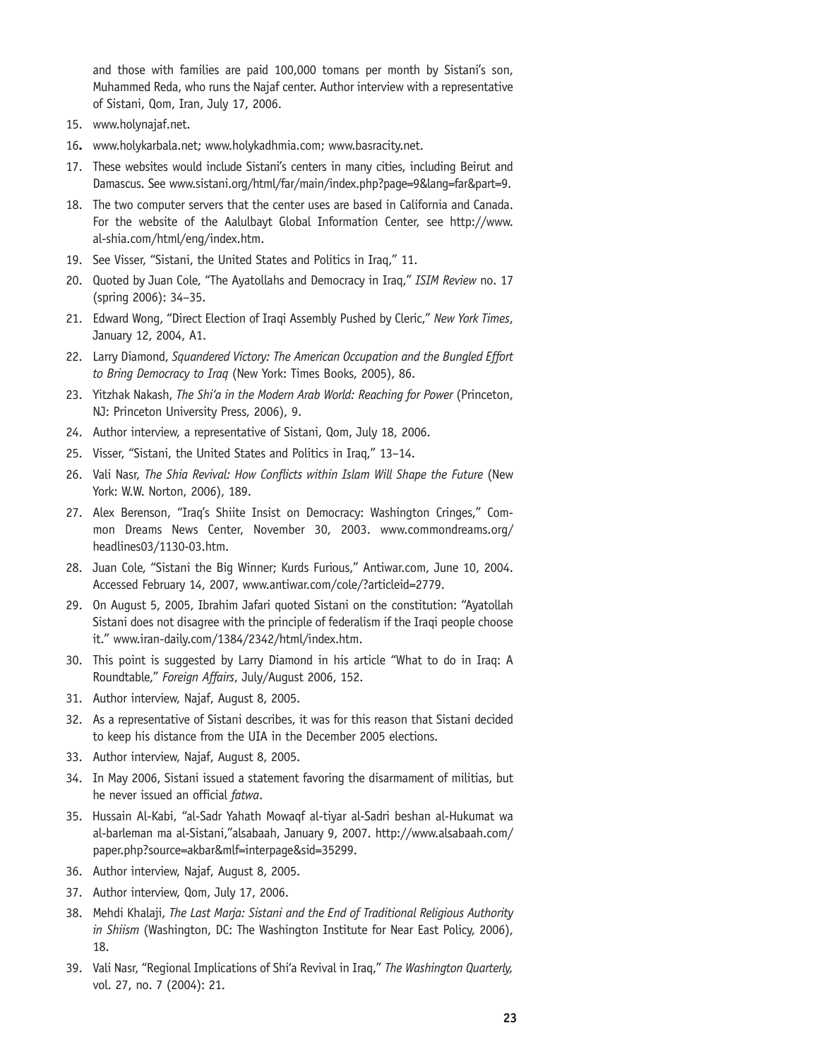and those with families are paid 100,000 tomans per month by Sistani's son, Muhammed Reda, who runs the Najaf center. Author interview with a representative of Sistani, Qom, Iran, July 17, 2006.

15. www.holynajaf.net.
16. www.holykarbala.net; www.holykadhmia.com; www.basracity.net.
17. These websites would include Sistani's centers in many cities, including Beirut and Damascus. See www.sistani.org/html/far/main/index.php?page=9&lang=far&part=9.
18. The two computer servers that the center uses are based in California and Canada. For the website of the Aalulbayt Global Information Center, see http://www.al-shia.com/html/eng/index.htm.
19. See Visser, "Sistani, the United States and Politics in Iraq," 11.
20. Quoted by Juan Cole, "The Ayatollahs and Democracy in Iraq," *ISIM Review* no. 17 (spring 2006): 34–35.
21. Edward Wong, "Direct Election of Iraqi Assembly Pushed by Cleric," *New York Times*, January 12, 2004, A1.
22. Larry Diamond, *Squandered Victory: The American Occupation and the Bungled Effort to Bring Democracy to Iraq* (New York: Times Books, 2005), 86.
23. Yitzhak Nakash, *The Shi'a in the Modern Arab World: Reaching for Power* (Princeton, NJ: Princeton University Press, 2006), 9.
24. Author interview, a representative of Sistani, Qom, July 18, 2006.
25. Visser, "Sistani, the United States and Politics in Iraq," 13–14.
26. Vali Nasr, *The Shia Revival: How Conflicts within Islam Will Shape the Future* (New York: W.W. Norton, 2006), 189.
27. Alex Berenson, "Iraq's Shiite Insist on Democracy: Washington Cringes," Common Dreams News Center, November 30, 2003. www.commondreams.org/headlines03/1130-03.htm.
28. Juan Cole, "Sistani the Big Winner; Kurds Furious," Antiwar.com, June 10, 2004. Accessed February 14, 2007, www.antiwar.com/cole/?articleid=2779.
29. On August 5, 2005, Ibrahim Jafari quoted Sistani on the constitution: "Ayatollah Sistani does not disagree with the principle of federalism if the Iraqi people choose it." www.iran-daily.com/1384/2342/html/index.htm.
30. This point is suggested by Larry Diamond in his article "What to do in Iraq: A Roundtable," *Foreign Affairs*, July/August 2006, 152.
31. Author interview, Najaf, August 8, 2005.
32. As a representative of Sistani describes, it was for this reason that Sistani decided to keep his distance from the UIA in the December 2005 elections.
33. Author interview, Najaf, August 8, 2005.
34. In May 2006, Sistani issued a statement favoring the disarmament of militias, but he never issued an official *fatwa*.
35. Hussain Al-Kabi, "al-Sadr Yahath Mowaqf al-tiyar al-Sadri beshan al-Hukumat wa al-barleman ma al-Sistani,"alsabaah, January 9, 2007. http://www.alsabaah.com/paper.php?source=akbar&mlf=interpage&sid=35299.
36. Author interview, Najaf, August 8, 2005.
37. Author interview, Qom, July 17, 2006.
38. Mehdi Khalaji, *The Last Marja: Sistani and the End of Traditional Religious Authority in Shiism* (Washington, DC: The Washington Institute for Near East Policy, 2006), 18.
39. Vali Nasr, "Regional Implications of Shi'a Revival in Iraq," *The Washington Quarterly,* vol. 27, no. 7 (2004): 21.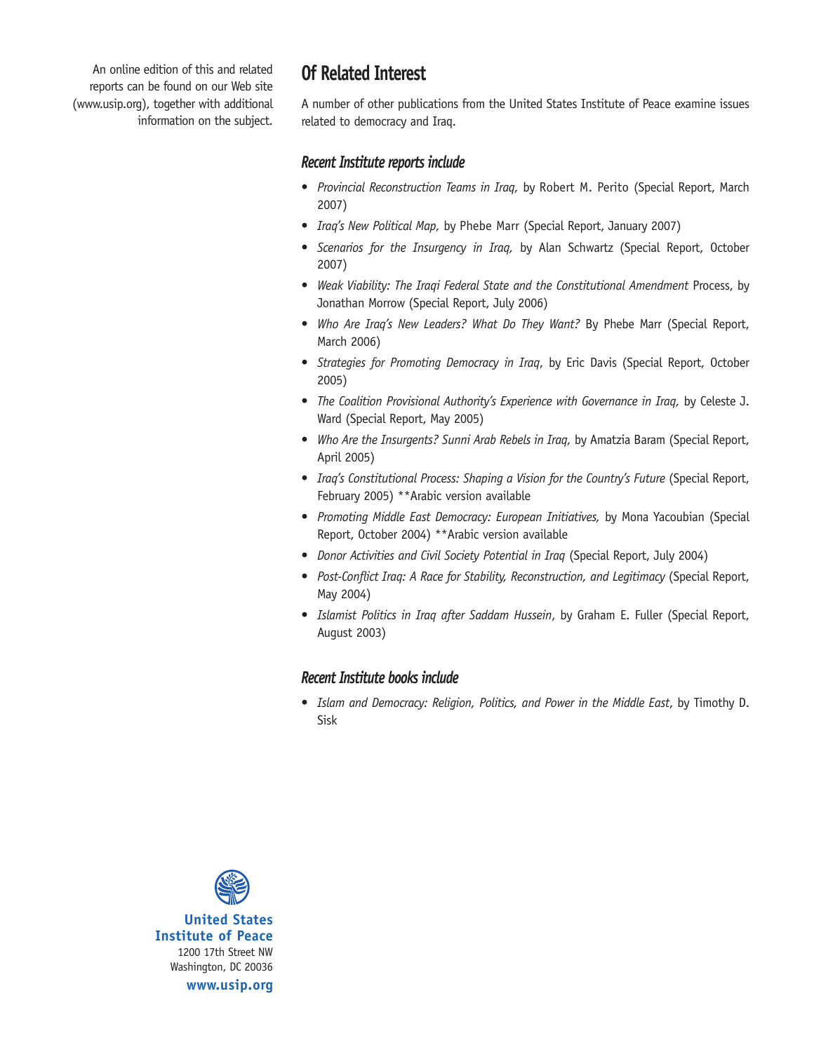An online edition of this and related reports can be found on our Web site (www.usip.org), together with additional information on the subject.

# Of Related Interest

A number of other publications from the United States Institute of Peace examine issues related to democracy and Iraq.

### Recent Institute reports include

- *Provincial Reconstruction Teams in Iraq,* by Robert M. Perito (Special Report, March 2007)
- *Iraq's New Political Map,* by Phebe Marr (Special Report, January 2007)
- *Scenarios for the Insurgency in Iraq,* by Alan Schwartz (Special Report, October 2007)
- *Weak Viability: The Iraqi Federal State and the Constitutional Amendment* Process, by Jonathan Morrow (Special Report, July 2006)
- *Who Are Iraq's New Leaders? What Do They Want?* By Phebe Marr (Special Report, March 2006)
- *Strategies for Promoting Democracy in Iraq*, by Eric Davis (Special Report, October 2005)
- *The Coalition Provisional Authority's Experience with Governance in Iraq,* by Celeste J. Ward (Special Report, May 2005)
- *Who Are the Insurgents? Sunni Arab Rebels in Iraq,* by Amatzia Baram (Special Report, April 2005)
- *Iraq's Constitutional Process: Shaping a Vision for the Country's Future* (Special Report, February 2005) **Arabic version available
- *Promoting Middle East Democracy: European Initiatives,* by Mona Yacoubian (Special Report, October 2004) **Arabic version available
- *Donor Activities and Civil Society Potential in Iraq* (Special Report, July 2004)
- *Post-Conflict Iraq: A Race for Stability, Reconstruction, and Legitimacy* (Special Report, May 2004)
- *Islamist Politics in Iraq after Saddam Hussein*, by Graham E. Fuller (Special Report, August 2003)

### Recent Institute books include

- *Islam and Democracy: Religion, Politics, and Power in the Middle East*, by Timothy D. Sisk

**United States Institute of Peace**
1200 17th Street NW
Washington, DC 20036
**www.usip.org**